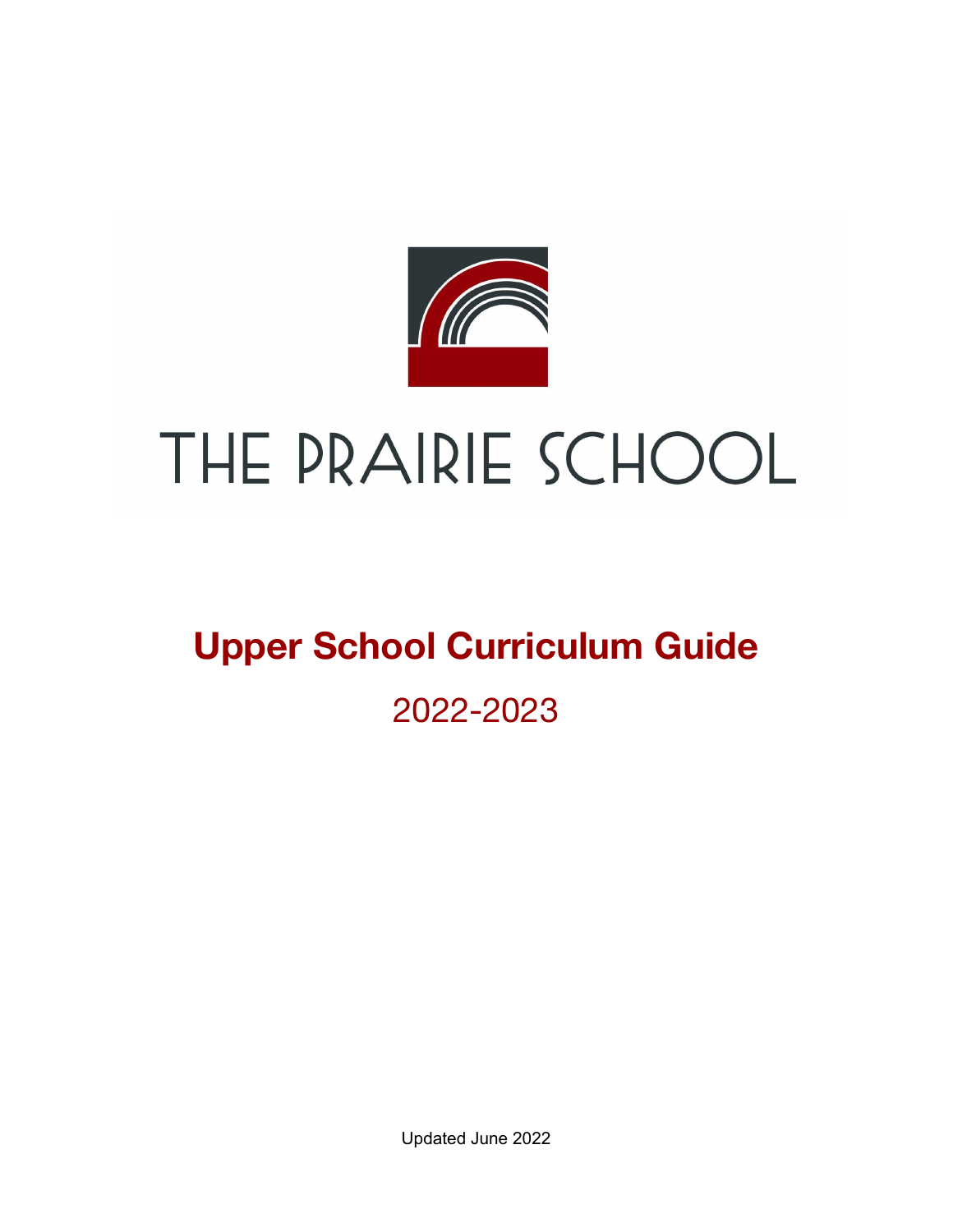# THE PRAIRIE SCHOOL

## Upper School Curriculum Guide

2022-2023

Updated June 2022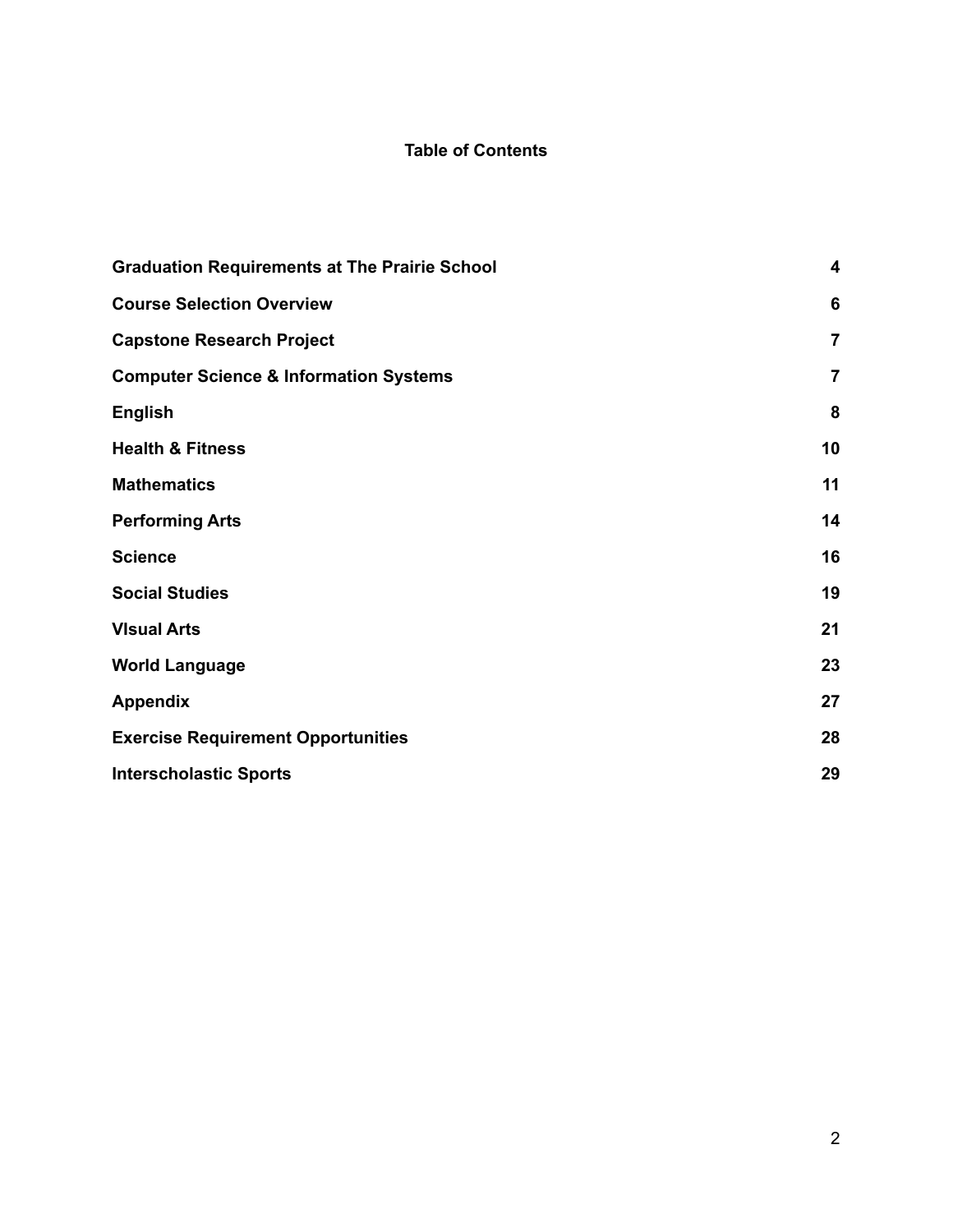## Table of Contents

| | |
|---|---|
| **Graduation Requirements at The Prairie School** | **4** |
| **Course Selection Overview** | **6** |
| **Capstone Research Project** | **7** |
| **Computer Science & Information Systems** | **7** |
| **English** | **8** |
| **Health & Fitness** | **10** |
| **Mathematics** | **11** |
| **Performing Arts** | **14** |
| **Science** | **16** |
| **Social Studies** | **19** |
| **VIsual Arts** | **21** |
| **World Language** | **23** |
| **Appendix** | **27** |
| **Exercise Requirement Opportunities** | **28** |
| **Interscholastic Sports** | **29** |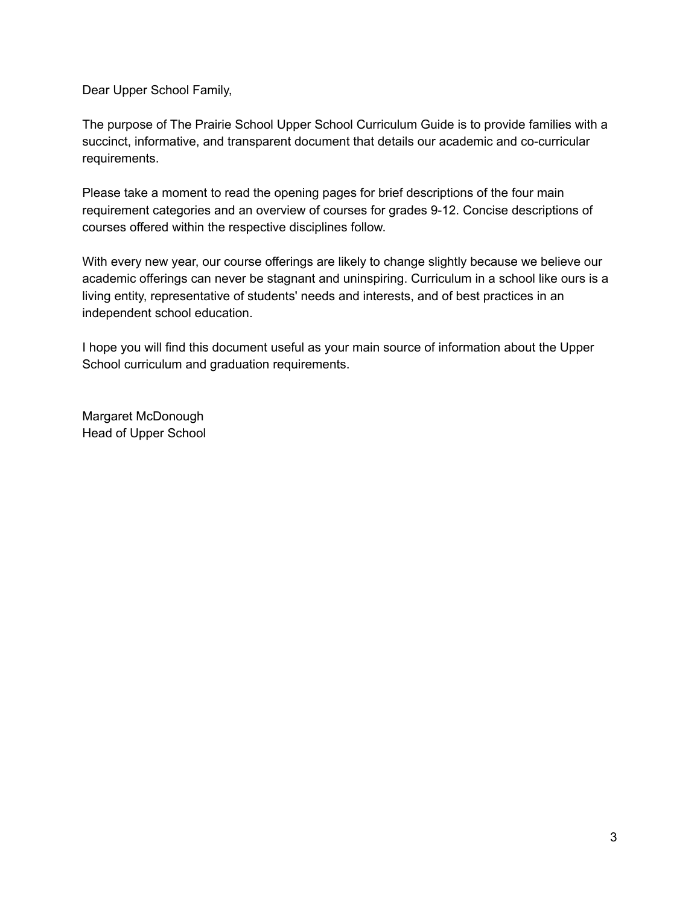Dear Upper School Family,

The purpose of The Prairie School Upper School Curriculum Guide is to provide families with a succinct, informative, and transparent document that details our academic and co-curricular requirements.

Please take a moment to read the opening pages for brief descriptions of the four main requirement categories and an overview of courses for grades 9-12. Concise descriptions of courses offered within the respective disciplines follow.

With every new year, our course offerings are likely to change slightly because we believe our academic offerings can never be stagnant and uninspiring. Curriculum in a school like ours is a living entity, representative of students' needs and interests, and of best practices in an independent school education.

I hope you will find this document useful as your main source of information about the Upper School curriculum and graduation requirements.

Margaret McDonough
Head of Upper School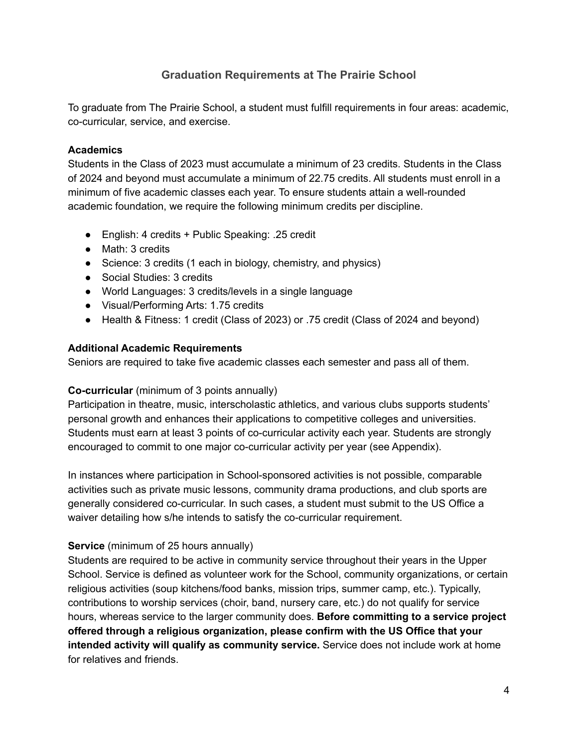## Graduation Requirements at The Prairie School

To graduate from The Prairie School, a student must fulfill requirements in four areas: academic, co-curricular, service, and exercise.

**Academics**

Students in the Class of 2023 must accumulate a minimum of 23 credits. Students in the Class of 2024 and beyond must accumulate a minimum of 22.75 credits. All students must enroll in a minimum of five academic classes each year. To ensure students attain a well-rounded academic foundation, we require the following minimum credits per discipline.

- English: 4 credits + Public Speaking: .25 credit
- Math: 3 credits
- Science: 3 credits (1 each in biology, chemistry, and physics)
- Social Studies: 3 credits
- World Languages: 3 credits/levels in a single language
- Visual/Performing Arts: 1.75 credits
- Health & Fitness: 1 credit (Class of 2023) or .75 credit (Class of 2024 and beyond)

**Additional Academic Requirements**

Seniors are required to take five academic classes each semester and pass all of them.

**Co-curricular** (minimum of 3 points annually)

Participation in theatre, music, interscholastic athletics, and various clubs supports students' personal growth and enhances their applications to competitive colleges and universities. Students must earn at least 3 points of co-curricular activity each year. Students are strongly encouraged to commit to one major co-curricular activity per year (see Appendix).

In instances where participation in School-sponsored activities is not possible, comparable activities such as private music lessons, community drama productions, and club sports are generally considered co-curricular. In such cases, a student must submit to the US Office a waiver detailing how s/he intends to satisfy the co-curricular requirement.

**Service** (minimum of 25 hours annually)

Students are required to be active in community service throughout their years in the Upper School. Service is defined as volunteer work for the School, community organizations, or certain religious activities (soup kitchens/food banks, mission trips, summer camp, etc.). Typically, contributions to worship services (choir, band, nursery care, etc.) do not qualify for service hours, whereas service to the larger community does. **Before committing to a service project offered through a religious organization, please confirm with the US Office that your intended activity will qualify as community service.** Service does not include work at home for relatives and friends.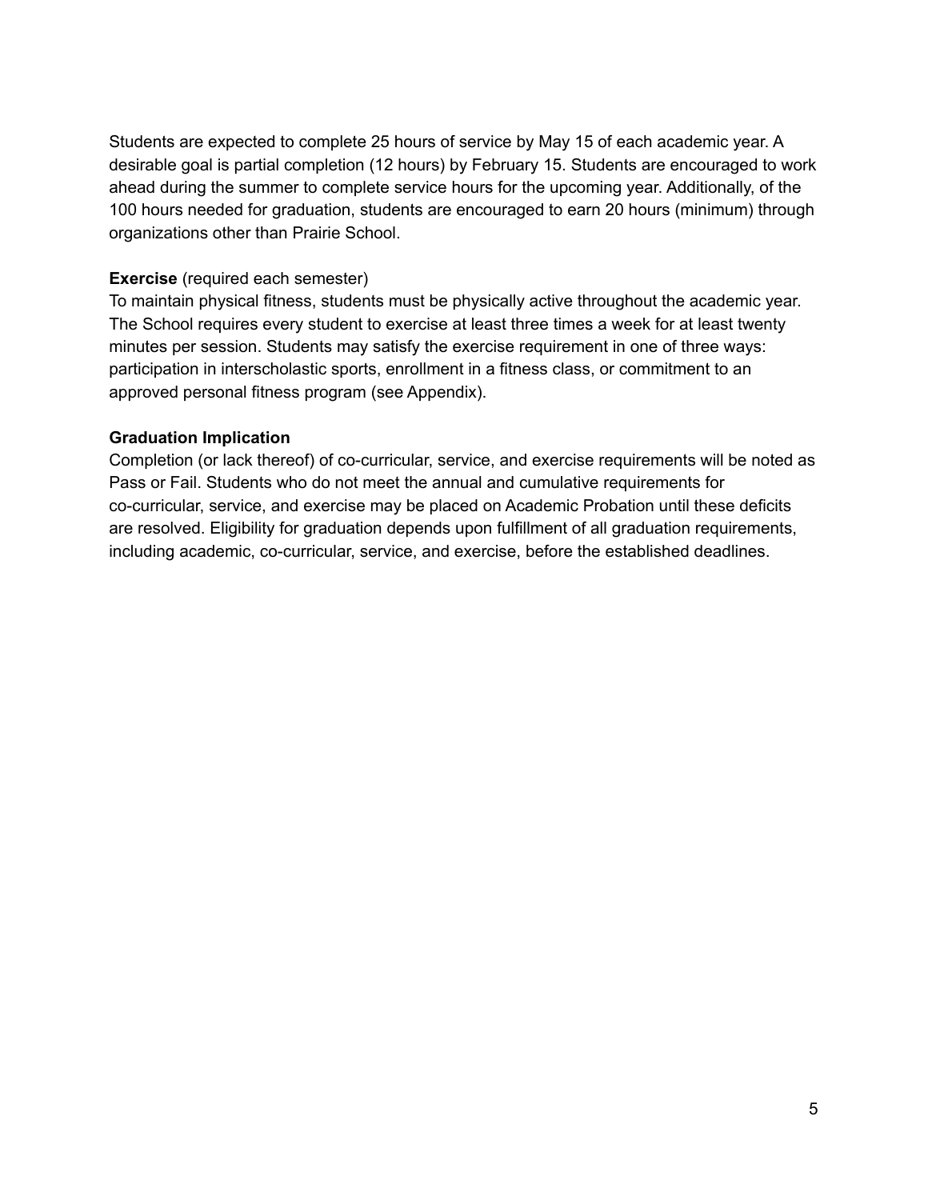Students are expected to complete 25 hours of service by May 15 of each academic year. A desirable goal is partial completion (12 hours) by February 15. Students are encouraged to work ahead during the summer to complete service hours for the upcoming year. Additionally, of the 100 hours needed for graduation, students are encouraged to earn 20 hours (minimum) through organizations other than Prairie School.

**Exercise** (required each semester)
To maintain physical fitness, students must be physically active throughout the academic year. The School requires every student to exercise at least three times a week for at least twenty minutes per session. Students may satisfy the exercise requirement in one of three ways: participation in interscholastic sports, enrollment in a fitness class, or commitment to an approved personal fitness program (see Appendix).

**Graduation Implication**
Completion (or lack thereof) of co-curricular, service, and exercise requirements will be noted as Pass or Fail. Students who do not meet the annual and cumulative requirements for co-curricular, service, and exercise may be placed on Academic Probation until these deficits are resolved. Eligibility for graduation depends upon fulfillment of all graduation requirements, including academic, co-curricular, service, and exercise, before the established deadlines.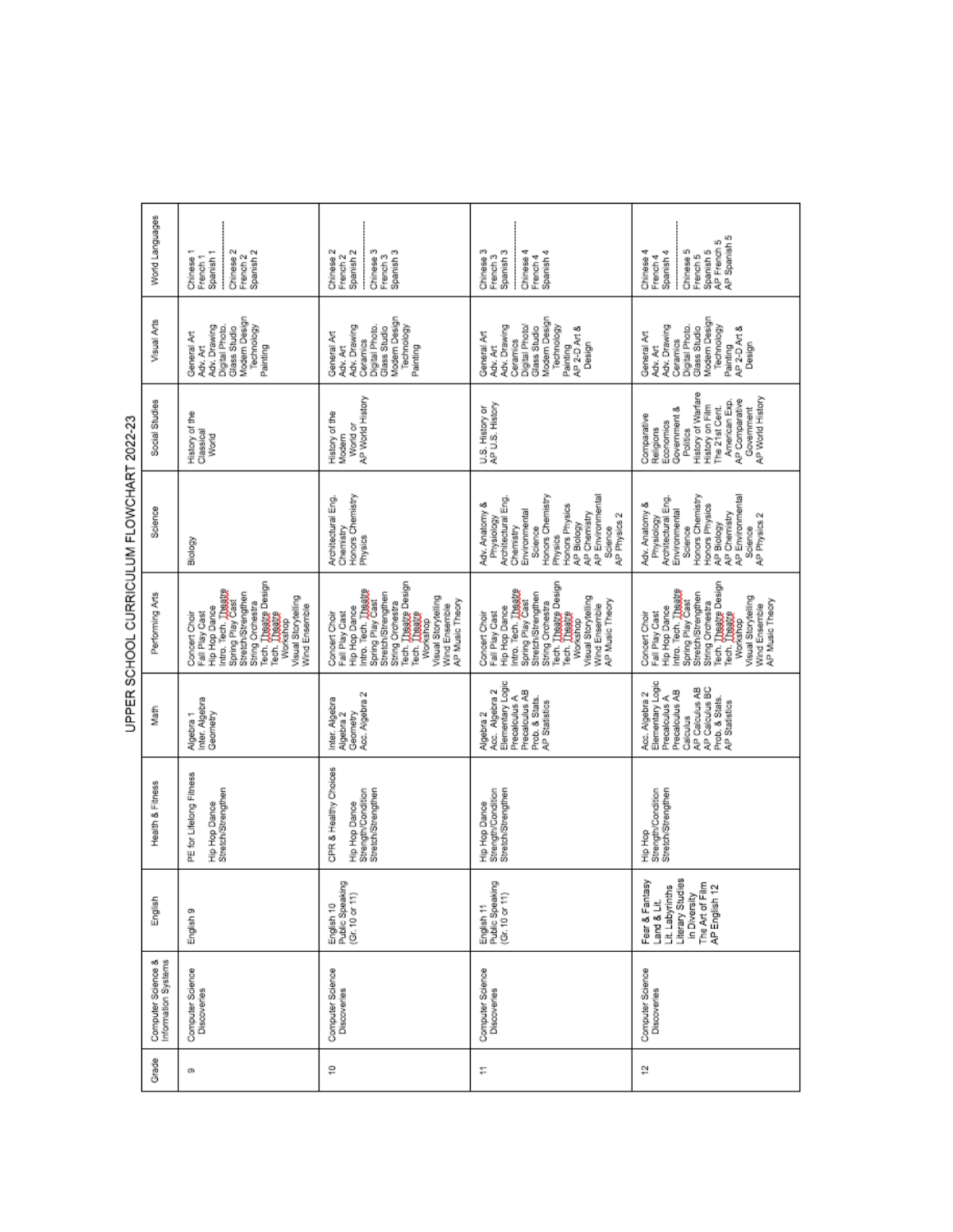# UPPER SCHOOL CURRICULUM FLOWCHART 2022-23

| Grade | Computer Science & Information Systems | English | Health & Fitness | Math | Performing Arts | Science | Social Studies | Visual Arts | World Languages |
|---|---|---|---|---|---|---|---|---|---|
| 9 | Computer Science Discoveries | English 9 | PE for Lifelong Fitness<br><br>Hip Hop Dance<br>Stretch/Strengthen | Algebra 1<br>Inter. Algebra<br>Geometry | Concert Choir<br>Fall Play Cast<br>Hip Hop Dance<br>Intro. Tech. Theatre<br>Spring Play Cast<br>Stretch/Strengthen<br>String Orchestra<br>Tech. Theatre Design<br>Tech. Theatre Workshop<br>Visual Storytelling<br>Wind Ensemble | Biology | History of the Classical World | General Art<br>Adv. Art<br>Adv. Drawing<br>Digital Photo.<br>Glass Studio<br>Modern Design Technology<br>Painting | Chinese 1<br>French 1<br>Spanish 1<br>---<br>Chinese 2<br>French 2<br>Spanish 2 |
| 10 | Computer Science Discoveries | English 10<br>Public Speaking (Gr. 10 or 11) | CPR & Healthy Choices<br><br>Hip Hop Dance<br>Strength/Condition<br>Stretch/Strengthen | Inter. Algebra<br>Algebra 2<br>Geometry<br>Acc. Algebra 2 | Concert Choir<br>Fall Play Cast<br>Hip Hop Dance<br>Intro. Tech. Theatre<br>Spring Play Cast<br>Stretch/Strengthen<br>String Orchestra<br>Tech. Theatre Design<br>Tech. Theatre Workshop<br>Visual Storytelling<br>Wind Ensemble<br>AP Music Theory | Architectural Eng.<br>Chemistry<br>Honors Chemistry<br>Physics | History of the Modern World or<br>AP World History | General Art<br>Adv. Art<br>Adv. Drawing<br>Ceramics<br>Digital Photo.<br>Glass Studio<br>Modern Design Technology<br>Painting | Chinese 2<br>French 2<br>Spanish 2<br>---<br>Chinese 3<br>French 3<br>Spanish 3 |
| 11 | Computer Science Discoveries | English 11<br>Public Speaking (Gr. 10 or 11) | Hip Hop Dance<br>Strength/Condition<br>Stretch/Strengthen | Algebra 2<br>Acc. Algebra 2<br>Elementary Logic<br>Precalculus A<br>Precalculus AB<br>Prob. & Stats.<br>AP Statistics | Concert Choir<br>Fall Play Cast<br>Hip Hop Dance<br>Intro. Tech. Theatre<br>Spring Play Cast<br>Stretch/Strengthen<br>String Orchestra<br>Tech. Theatre Design<br>Tech. Theatre Workshop<br>Visual Storytelling<br>Wind Ensemble<br>AP Music Theory | Adv. Anatomy & Physiology<br>Architectural Eng.<br>Chemistry<br>Environmental Science<br>Honors Chemistry<br>Physics<br>Honors Physics<br>AP Biology<br>AP Chemistry<br>AP Environmental Science<br>AP Physics 2 | U.S. History or<br>AP U.S. History | General Art<br>Adv. Art<br>Adv. Drawing<br>Ceramics<br>Digital Photo/<br>Glass Studio<br>Modern Design Technology<br>Painting<br>AP 2-D Art & Design | Chinese 3<br>French 3<br>Spanish 3<br>---<br>Chinese 4<br>French 4<br>Spanish 4 |
| 12 | Computer Science Discoveries | Fear & Fantasy<br>Land & Lit.<br>Lit. Labyrinths<br>Literary Studies in Diversity<br>The Art of Film<br>AP English 12 | Hip Hop<br>Strength/Condition<br>Stretch/Strengthen | Acc. Algebra 2<br>Elementary Logic<br>Precalculus A<br>Precalculus AB<br>Calculus<br>AP Calculus AB<br>AP Calculus BC<br>Prob. & Stats.<br>AP Statistics | Concert Choir<br>Fall Play Cast<br>Hip Hop Dance<br>Intro. Tech. Theatre<br>Spring Play Cast<br>Stretch/Strengthen<br>String Orchestra<br>Tech. Theatre Design<br>Tech. Theatre Workshop<br>Visual Storytelling<br>Wind Ensemble<br>AP Music Theory | Adv. Anatomy & Physiology<br>Architectural Eng.<br>Environmental Science<br>Honors Chemistry<br>Honors Physics<br>AP Biology<br>AP Chemistry<br>AP Environmental Science<br>AP Physics 2 | Comparative Religions<br>Economics<br>Government & Politics<br>History of Warfare<br>History on Film<br>The 21st Cent. American Exp.<br>AP Comparative Government<br>AP World History | General Art<br>Adv. Art<br>Adv. Drawing<br>Ceramics<br>Digital Photo.<br>Glass Studio<br>Modern Design Technology<br>Painting<br>AP 2-D Art & Design | Chinese 4<br>French 4<br>Spanish 4<br>---<br>Chinese 5<br>French 5<br>Spanish 5<br>AP French 5<br>AP Spanish 5 |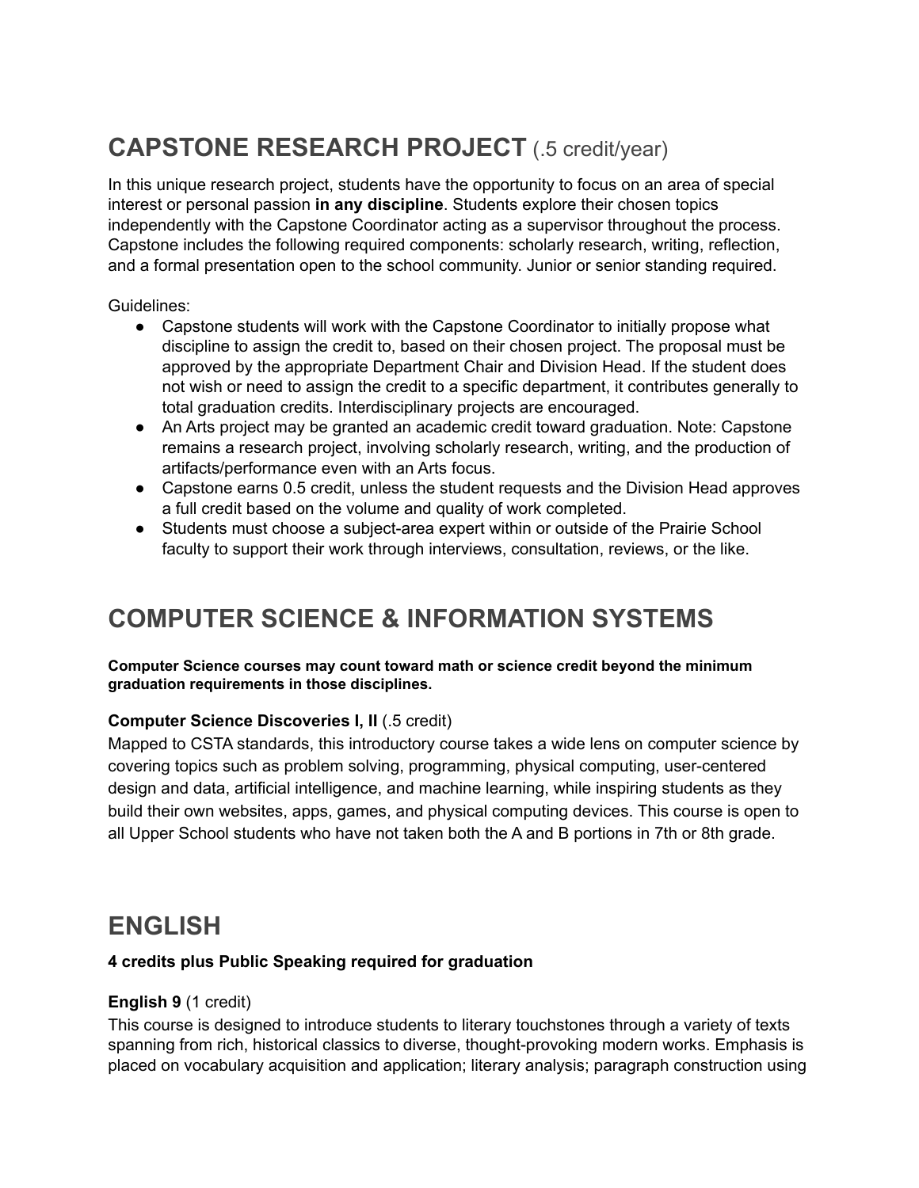# CAPSTONE RESEARCH PROJECT (.5 credit/year)

In this unique research project, students have the opportunity to focus on an area of special interest or personal passion **in any discipline**. Students explore their chosen topics independently with the Capstone Coordinator acting as a supervisor throughout the process. Capstone includes the following required components: scholarly research, writing, reflection, and a formal presentation open to the school community. Junior or senior standing required.

Guidelines:

- Capstone students will work with the Capstone Coordinator to initially propose what discipline to assign the credit to, based on their chosen project. The proposal must be approved by the appropriate Department Chair and Division Head. If the student does not wish or need to assign the credit to a specific department, it contributes generally to total graduation credits. Interdisciplinary projects are encouraged.
- An Arts project may be granted an academic credit toward graduation. Note: Capstone remains a research project, involving scholarly research, writing, and the production of artifacts/performance even with an Arts focus.
- Capstone earns 0.5 credit, unless the student requests and the Division Head approves a full credit based on the volume and quality of work completed.
- Students must choose a subject-area expert within or outside of the Prairie School faculty to support their work through interviews, consultation, reviews, or the like.

# COMPUTER SCIENCE & INFORMATION SYSTEMS

**Computer Science courses may count toward math or science credit beyond the minimum graduation requirements in those disciplines.**

**Computer Science Discoveries I, II** (.5 credit)
Mapped to CSTA standards, this introductory course takes a wide lens on computer science by covering topics such as problem solving, programming, physical computing, user-centered design and data, artificial intelligence, and machine learning, while inspiring students as they build their own websites, apps, games, and physical computing devices. This course is open to all Upper School students who have not taken both the A and B portions in 7th or 8th grade.

# ENGLISH

**4 credits plus Public Speaking required for graduation**

**English 9** (1 credit)
This course is designed to introduce students to literary touchstones through a variety of texts spanning from rich, historical classics to diverse, thought-provoking modern works. Emphasis is placed on vocabulary acquisition and application; literary analysis; paragraph construction using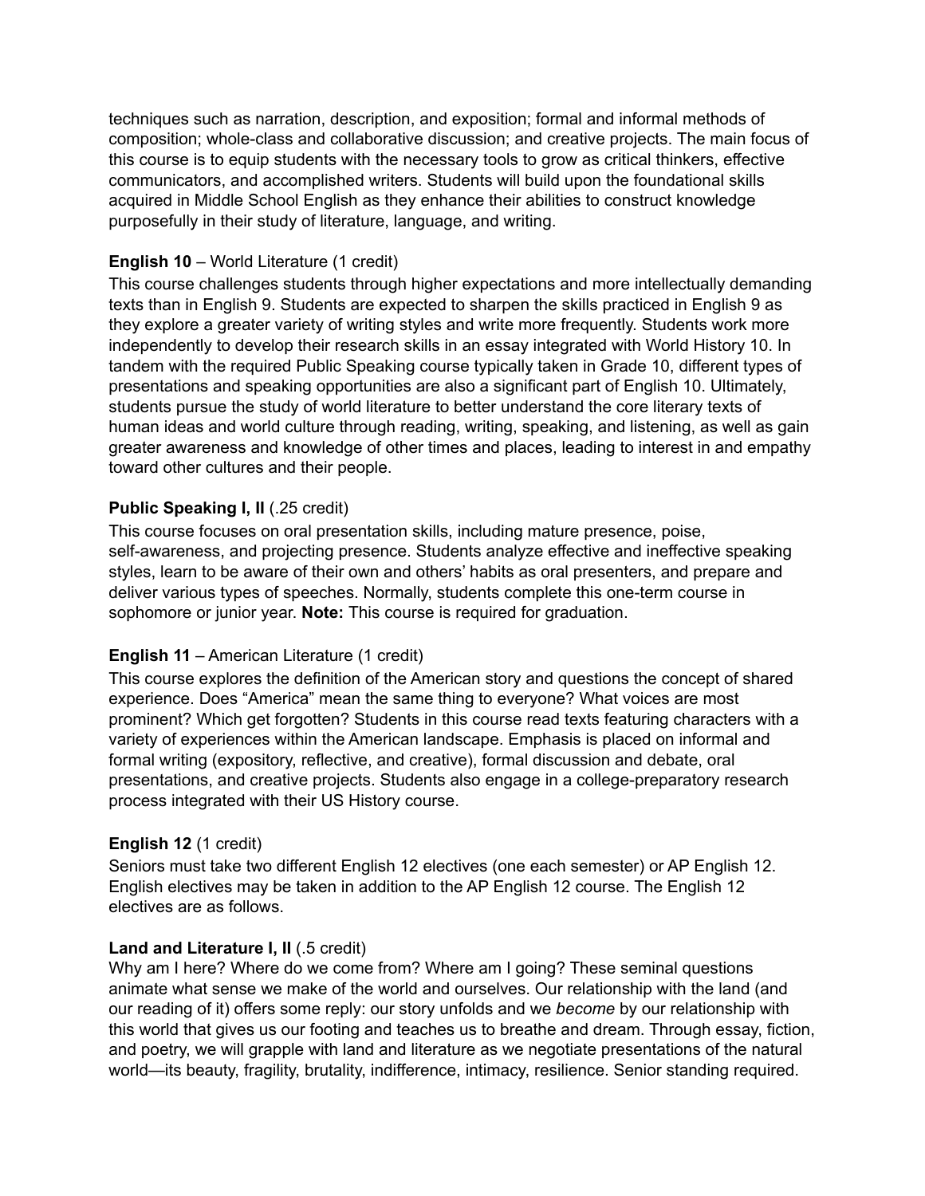techniques such as narration, description, and exposition; formal and informal methods of composition; whole-class and collaborative discussion; and creative projects. The main focus of this course is to equip students with the necessary tools to grow as critical thinkers, effective communicators, and accomplished writers. Students will build upon the foundational skills acquired in Middle School English as they enhance their abilities to construct knowledge purposefully in their study of literature, language, and writing.

**English 10** – World Literature (1 credit)
This course challenges students through higher expectations and more intellectually demanding texts than in English 9. Students are expected to sharpen the skills practiced in English 9 as they explore a greater variety of writing styles and write more frequently. Students work more independently to develop their research skills in an essay integrated with World History 10. In tandem with the required Public Speaking course typically taken in Grade 10, different types of presentations and speaking opportunities are also a significant part of English 10. Ultimately, students pursue the study of world literature to better understand the core literary texts of human ideas and world culture through reading, writing, speaking, and listening, as well as gain greater awareness and knowledge of other times and places, leading to interest in and empathy toward other cultures and their people.

**Public Speaking I, II** (.25 credit)
This course focuses on oral presentation skills, including mature presence, poise, self-awareness, and projecting presence. Students analyze effective and ineffective speaking styles, learn to be aware of their own and others' habits as oral presenters, and prepare and deliver various types of speeches. Normally, students complete this one-term course in sophomore or junior year. **Note:** This course is required for graduation.

**English 11** – American Literature (1 credit)
This course explores the definition of the American story and questions the concept of shared experience. Does "America" mean the same thing to everyone? What voices are most prominent? Which get forgotten? Students in this course read texts featuring characters with a variety of experiences within the American landscape. Emphasis is placed on informal and formal writing (expository, reflective, and creative), formal discussion and debate, oral presentations, and creative projects. Students also engage in a college-preparatory research process integrated with their US History course.

**English 12** (1 credit)
Seniors must take two different English 12 electives (one each semester) or AP English 12. English electives may be taken in addition to the AP English 12 course. The English 12 electives are as follows.

**Land and Literature I, II** (.5 credit)
Why am I here? Where do we come from? Where am I going? These seminal questions animate what sense we make of the world and ourselves. Our relationship with the land (and our reading of it) offers some reply: our story unfolds and we *become* by our relationship with this world that gives us our footing and teaches us to breathe and dream. Through essay, fiction, and poetry, we will grapple with land and literature as we negotiate presentations of the natural world—its beauty, fragility, brutality, indifference, intimacy, resilience. Senior standing required.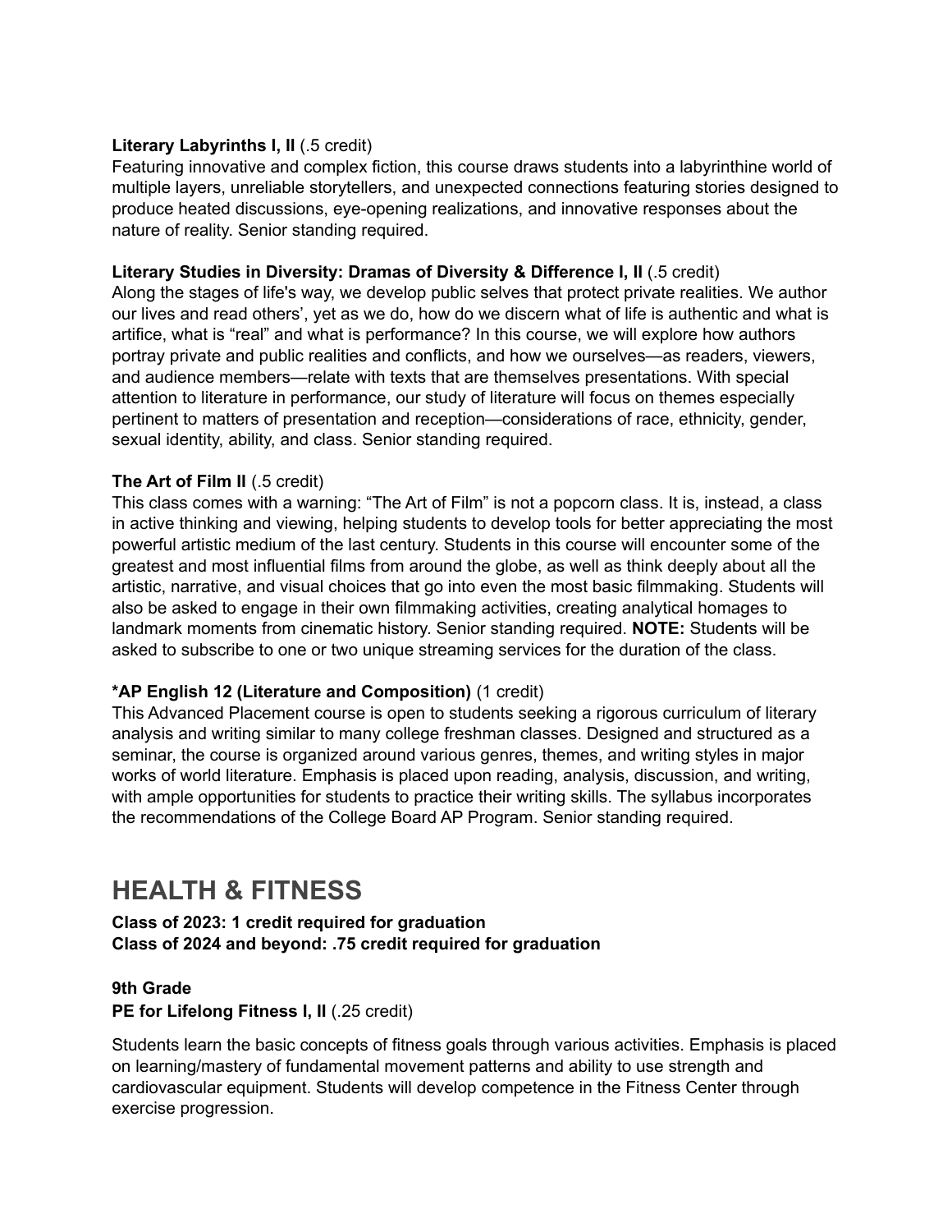**Literary Labyrinths I, II** (.5 credit)
Featuring innovative and complex fiction, this course draws students into a labyrinthine world of multiple layers, unreliable storytellers, and unexpected connections featuring stories designed to produce heated discussions, eye-opening realizations, and innovative responses about the nature of reality. Senior standing required.

**Literary Studies in Diversity: Dramas of Diversity & Difference I, II** (.5 credit)
Along the stages of life's way, we develop public selves that protect private realities. We author our lives and read others', yet as we do, how do we discern what of life is authentic and what is artifice, what is "real" and what is performance? In this course, we will explore how authors portray private and public realities and conflicts, and how we ourselves—as readers, viewers, and audience members—relate with texts that are themselves presentations. With special attention to literature in performance, our study of literature will focus on themes especially pertinent to matters of presentation and reception—considerations of race, ethnicity, gender, sexual identity, ability, and class. Senior standing required.

**The Art of Film II** (.5 credit)
This class comes with a warning: "The Art of Film" is not a popcorn class. It is, instead, a class in active thinking and viewing, helping students to develop tools for better appreciating the most powerful artistic medium of the last century. Students in this course will encounter some of the greatest and most influential films from around the globe, as well as think deeply about all the artistic, narrative, and visual choices that go into even the most basic filmmaking. Students will also be asked to engage in their own filmmaking activities, creating analytical homages to landmark moments from cinematic history. Senior standing required. **NOTE:** Students will be asked to subscribe to one or two unique streaming services for the duration of the class.

***AP English 12 (Literature and Composition)** (1 credit)
This Advanced Placement course is open to students seeking a rigorous curriculum of literary analysis and writing similar to many college freshman classes. Designed and structured as a seminar, the course is organized around various genres, themes, and writing styles in major works of world literature. Emphasis is placed upon reading, analysis, discussion, and writing, with ample opportunities for students to practice their writing skills. The syllabus incorporates the recommendations of the College Board AP Program. Senior standing required.

# HEALTH & FITNESS

**Class of 2023: 1 credit required for graduation**
**Class of 2024 and beyond: .75 credit required for graduation**

**9th Grade**
**PE for Lifelong Fitness I, II** (.25 credit)

Students learn the basic concepts of fitness goals through various activities. Emphasis is placed on learning/mastery of fundamental movement patterns and ability to use strength and cardiovascular equipment. Students will develop competence in the Fitness Center through exercise progression.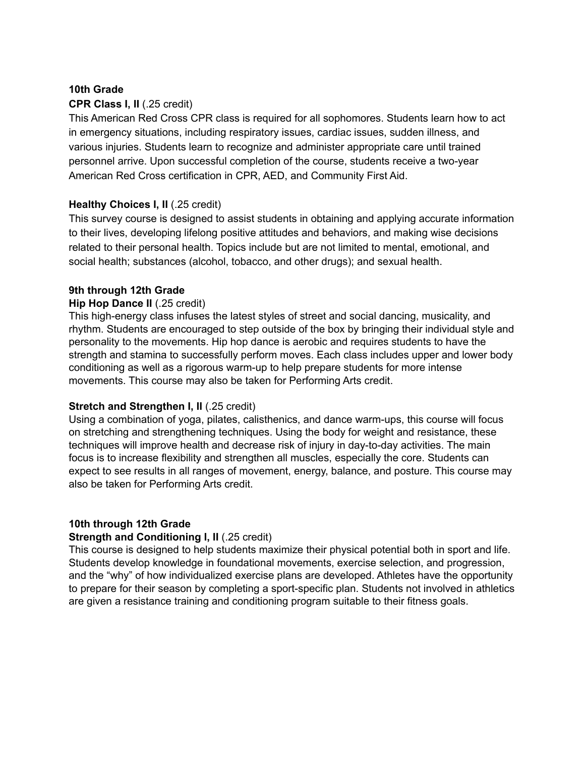**10th Grade**

**CPR Class I, II** (.25 credit)

This American Red Cross CPR class is required for all sophomores. Students learn how to act in emergency situations, including respiratory issues, cardiac issues, sudden illness, and various injuries. Students learn to recognize and administer appropriate care until trained personnel arrive. Upon successful completion of the course, students receive a two-year American Red Cross certification in CPR, AED, and Community First Aid.

**Healthy Choices I, II** (.25 credit)

This survey course is designed to assist students in obtaining and applying accurate information to their lives, developing lifelong positive attitudes and behaviors, and making wise decisions related to their personal health. Topics include but are not limited to mental, emotional, and social health; substances (alcohol, tobacco, and other drugs); and sexual health.

**9th through 12th Grade**

**Hip Hop Dance II** (.25 credit)

This high-energy class infuses the latest styles of street and social dancing, musicality, and rhythm. Students are encouraged to step outside of the box by bringing their individual style and personality to the movements. Hip hop dance is aerobic and requires students to have the strength and stamina to successfully perform moves. Each class includes upper and lower body conditioning as well as a rigorous warm-up to help prepare students for more intense movements. This course may also be taken for Performing Arts credit.

**Stretch and Strengthen I, II** (.25 credit)

Using a combination of yoga, pilates, calisthenics, and dance warm-ups, this course will focus on stretching and strengthening techniques. Using the body for weight and resistance, these techniques will improve health and decrease risk of injury in day-to-day activities. The main focus is to increase flexibility and strengthen all muscles, especially the core. Students can expect to see results in all ranges of movement, energy, balance, and posture. This course may also be taken for Performing Arts credit.

**10th through 12th Grade**

**Strength and Conditioning I, II** (.25 credit)

This course is designed to help students maximize their physical potential both in sport and life. Students develop knowledge in foundational movements, exercise selection, and progression, and the "why" of how individualized exercise plans are developed. Athletes have the opportunity to prepare for their season by completing a sport-specific plan. Students not involved in athletics are given a resistance training and conditioning program suitable to their fitness goals.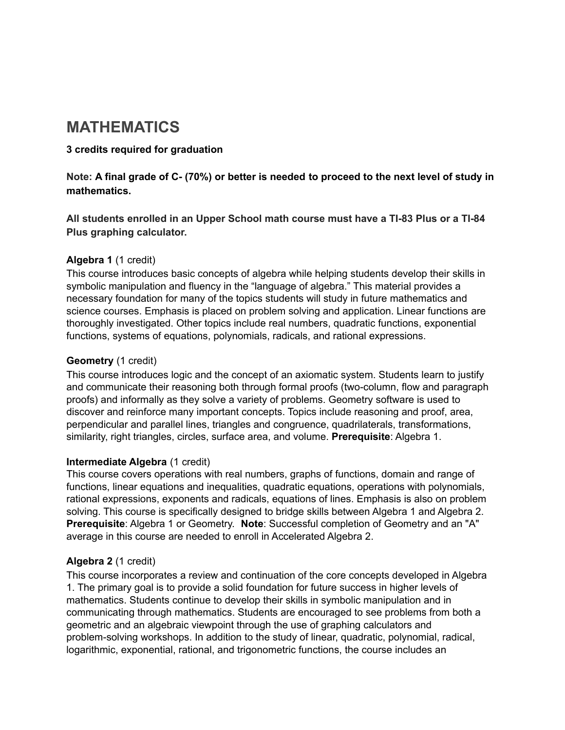# MATHEMATICS

**3 credits required for graduation**

**Note: A final grade of C- (70%) or better is needed to proceed to the next level of study in mathematics.**

**All students enrolled in an Upper School math course must have a TI-83 Plus or a TI-84 Plus graphing calculator.**

**Algebra 1** (1 credit)
This course introduces basic concepts of algebra while helping students develop their skills in symbolic manipulation and fluency in the "language of algebra." This material provides a necessary foundation for many of the topics students will study in future mathematics and science courses. Emphasis is placed on problem solving and application. Linear functions are thoroughly investigated. Other topics include real numbers, quadratic functions, exponential functions, systems of equations, polynomials, radicals, and rational expressions.

**Geometry** (1 credit)
This course introduces logic and the concept of an axiomatic system. Students learn to justify and communicate their reasoning both through formal proofs (two-column, flow and paragraph proofs) and informally as they solve a variety of problems. Geometry software is used to discover and reinforce many important concepts. Topics include reasoning and proof, area, perpendicular and parallel lines, triangles and congruence, quadrilaterals, transformations, similarity, right triangles, circles, surface area, and volume. **Prerequisite**: Algebra 1.

**Intermediate Algebra** (1 credit)
This course covers operations with real numbers, graphs of functions, domain and range of functions, linear equations and inequalities, quadratic equations, operations with polynomials, rational expressions, exponents and radicals, equations of lines. Emphasis is also on problem solving. This course is specifically designed to bridge skills between Algebra 1 and Algebra 2. **Prerequisite**: Algebra 1 or Geometry. **Note**: Successful completion of Geometry and an "A" average in this course are needed to enroll in Accelerated Algebra 2.

**Algebra 2** (1 credit)
This course incorporates a review and continuation of the core concepts developed in Algebra 1. The primary goal is to provide a solid foundation for future success in higher levels of mathematics. Students continue to develop their skills in symbolic manipulation and in communicating through mathematics. Students are encouraged to see problems from both a geometric and an algebraic viewpoint through the use of graphing calculators and problem-solving workshops. In addition to the study of linear, quadratic, polynomial, radical, logarithmic, exponential, rational, and trigonometric functions, the course includes an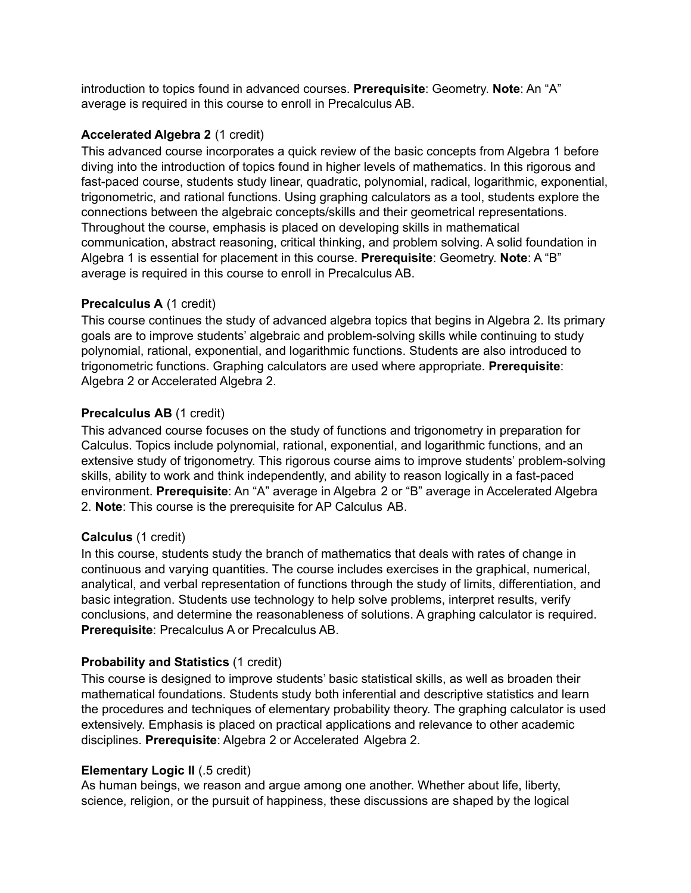introduction to topics found in advanced courses. **Prerequisite**: Geometry. **Note**: An "A" average is required in this course to enroll in Precalculus AB.

**Accelerated Algebra 2** (1 credit)
This advanced course incorporates a quick review of the basic concepts from Algebra 1 before diving into the introduction of topics found in higher levels of mathematics. In this rigorous and fast-paced course, students study linear, quadratic, polynomial, radical, logarithmic, exponential, trigonometric, and rational functions. Using graphing calculators as a tool, students explore the connections between the algebraic concepts/skills and their geometrical representations. Throughout the course, emphasis is placed on developing skills in mathematical communication, abstract reasoning, critical thinking, and problem solving. A solid foundation in Algebra 1 is essential for placement in this course. **Prerequisite**: Geometry. **Note**: A "B" average is required in this course to enroll in Precalculus AB.

**Precalculus A** (1 credit)
This course continues the study of advanced algebra topics that begins in Algebra 2. Its primary goals are to improve students' algebraic and problem-solving skills while continuing to study polynomial, rational, exponential, and logarithmic functions. Students are also introduced to trigonometric functions. Graphing calculators are used where appropriate. **Prerequisite**: Algebra 2 or Accelerated Algebra 2.

**Precalculus AB** (1 credit)
This advanced course focuses on the study of functions and trigonometry in preparation for Calculus. Topics include polynomial, rational, exponential, and logarithmic functions, and an extensive study of trigonometry. This rigorous course aims to improve students' problem-solving skills, ability to work and think independently, and ability to reason logically in a fast-paced environment. **Prerequisite**: An "A" average in Algebra 2 or "B" average in Accelerated Algebra 2. **Note**: This course is the prerequisite for AP Calculus AB.

**Calculus** (1 credit)
In this course, students study the branch of mathematics that deals with rates of change in continuous and varying quantities. The course includes exercises in the graphical, numerical, analytical, and verbal representation of functions through the study of limits, differentiation, and basic integration. Students use technology to help solve problems, interpret results, verify conclusions, and determine the reasonableness of solutions. A graphing calculator is required. **Prerequisite**: Precalculus A or Precalculus AB.

**Probability and Statistics** (1 credit)
This course is designed to improve students' basic statistical skills, as well as broaden their mathematical foundations. Students study both inferential and descriptive statistics and learn the procedures and techniques of elementary probability theory. The graphing calculator is used extensively. Emphasis is placed on practical applications and relevance to other academic disciplines. **Prerequisite**: Algebra 2 or Accelerated Algebra 2.

**Elementary Logic II** (.5 credit)
As human beings, we reason and argue among one another. Whether about life, liberty, science, religion, or the pursuit of happiness, these discussions are shaped by the logical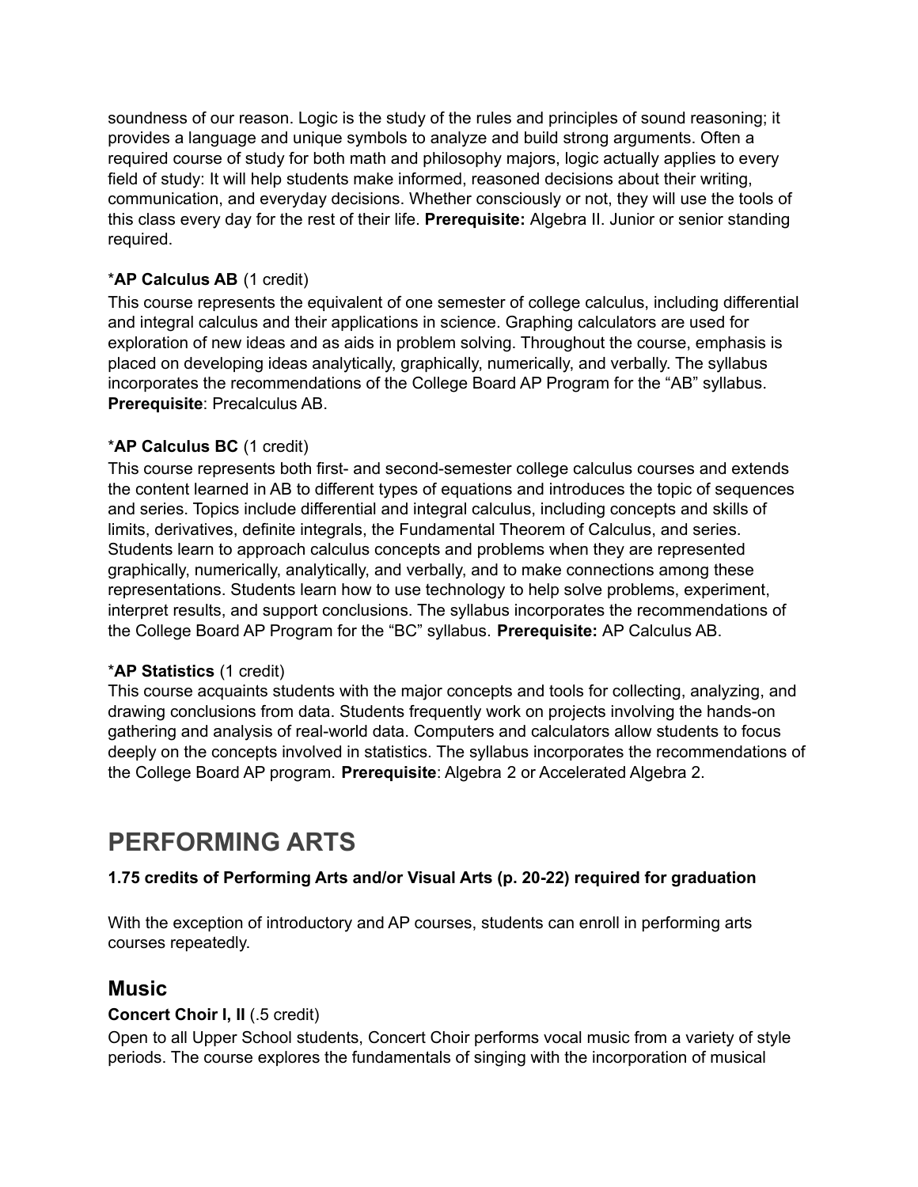soundness of our reason. Logic is the study of the rules and principles of sound reasoning; it provides a language and unique symbols to analyze and build strong arguments. Often a required course of study for both math and philosophy majors, logic actually applies to every field of study: It will help students make informed, reasoned decisions about their writing, communication, and everyday decisions. Whether consciously or not, they will use the tools of this class every day for the rest of their life. **Prerequisite:** Algebra II. Junior or senior standing required.

***AP Calculus AB** (1 credit)

This course represents the equivalent of one semester of college calculus, including differential and integral calculus and their applications in science. Graphing calculators are used for exploration of new ideas and as aids in problem solving. Throughout the course, emphasis is placed on developing ideas analytically, graphically, numerically, and verbally. The syllabus incorporates the recommendations of the College Board AP Program for the "AB" syllabus. **Prerequisite**: Precalculus AB.

***AP Calculus BC** (1 credit)

This course represents both first- and second-semester college calculus courses and extends the content learned in AB to different types of equations and introduces the topic of sequences and series. Topics include differential and integral calculus, including concepts and skills of limits, derivatives, definite integrals, the Fundamental Theorem of Calculus, and series. Students learn to approach calculus concepts and problems when they are represented graphically, numerically, analytically, and verbally, and to make connections among these representations. Students learn how to use technology to help solve problems, experiment, interpret results, and support conclusions. The syllabus incorporates the recommendations of the College Board AP Program for the "BC" syllabus. **Prerequisite:** AP Calculus AB.

***AP Statistics** (1 credit)

This course acquaints students with the major concepts and tools for collecting, analyzing, and drawing conclusions from data. Students frequently work on projects involving the hands-on gathering and analysis of real-world data. Computers and calculators allow students to focus deeply on the concepts involved in statistics. The syllabus incorporates the recommendations of the College Board AP program. **Prerequisite**: Algebra 2 or Accelerated Algebra 2.

# PERFORMING ARTS

**1.75 credits of Performing Arts and/or Visual Arts (p. 20-22) required for graduation**

With the exception of introductory and AP courses, students can enroll in performing arts courses repeatedly.

## Music

**Concert Choir I, II** (.5 credit)

Open to all Upper School students, Concert Choir performs vocal music from a variety of style periods. The course explores the fundamentals of singing with the incorporation of musical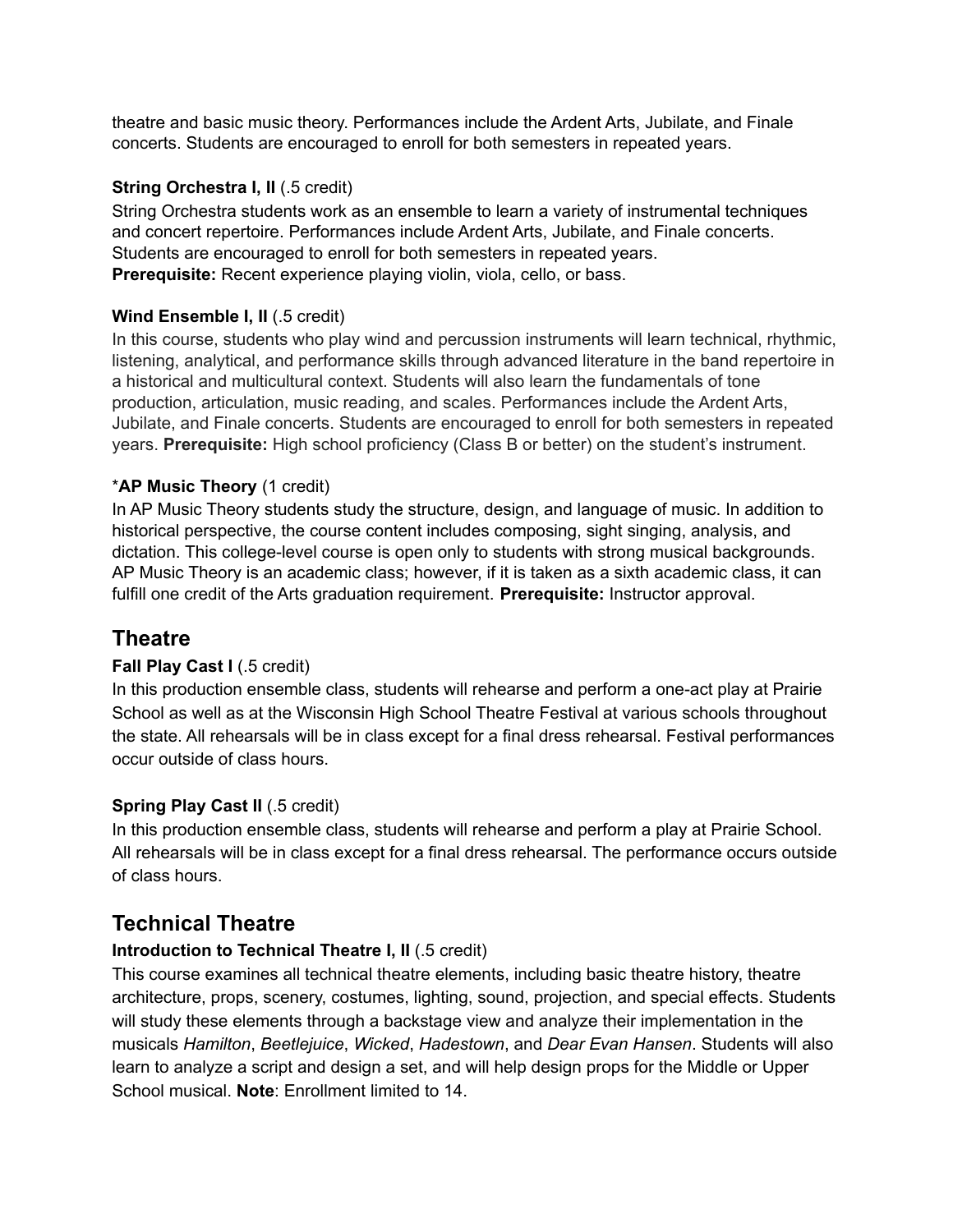theatre and basic music theory. Performances include the Ardent Arts, Jubilate, and Finale concerts. Students are encouraged to enroll for both semesters in repeated years.

**String Orchestra I, II** (.5 credit)
String Orchestra students work as an ensemble to learn a variety of instrumental techniques and concert repertoire. Performances include Ardent Arts, Jubilate, and Finale concerts. Students are encouraged to enroll for both semesters in repeated years.
**Prerequisite:** Recent experience playing violin, viola, cello, or bass.

**Wind Ensemble I, II** (.5 credit)
In this course, students who play wind and percussion instruments will learn technical, rhythmic, listening, analytical, and performance skills through advanced literature in the band repertoire in a historical and multicultural context. Students will also learn the fundamentals of tone production, articulation, music reading, and scales. Performances include the Ardent Arts, Jubilate, and Finale concerts. Students are encouraged to enroll for both semesters in repeated years. **Prerequisite:** High school proficiency (Class B or better) on the student's instrument.

*__AP Music Theory__ (1 credit)
In AP Music Theory students study the structure, design, and language of music. In addition to historical perspective, the course content includes composing, sight singing, analysis, and dictation. This college-level course is open only to students with strong musical backgrounds. AP Music Theory is an academic class; however, if it is taken as a sixth academic class, it can fulfill one credit of the Arts graduation requirement. **Prerequisite:** Instructor approval.

## Theatre

**Fall Play Cast I** (.5 credit)
In this production ensemble class, students will rehearse and perform a one-act play at Prairie School as well as at the Wisconsin High School Theatre Festival at various schools throughout the state. All rehearsals will be in class except for a final dress rehearsal. Festival performances occur outside of class hours.

**Spring Play Cast II** (.5 credit)
In this production ensemble class, students will rehearse and perform a play at Prairie School. All rehearsals will be in class except for a final dress rehearsal. The performance occurs outside of class hours.

## Technical Theatre

**Introduction to Technical Theatre I, II** (.5 credit)
This course examines all technical theatre elements, including basic theatre history, theatre architecture, props, scenery, costumes, lighting, sound, projection, and special effects. Students will study these elements through a backstage view and analyze their implementation in the musicals *Hamilton*, *Beetlejuice*, *Wicked*, *Hadestown*, and *Dear Evan Hansen*. Students will also learn to analyze a script and design a set, and will help design props for the Middle or Upper School musical. **Note**: Enrollment limited to 14.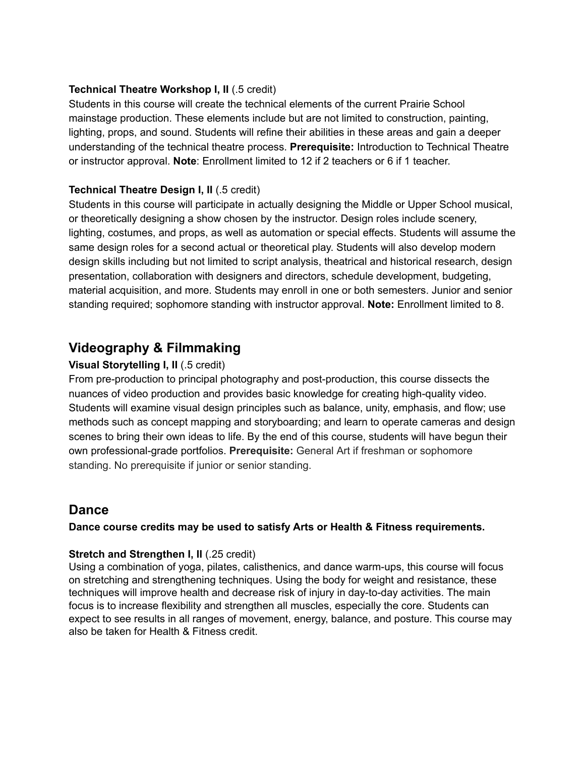**Technical Theatre Workshop I, II** (.5 credit)
Students in this course will create the technical elements of the current Prairie School mainstage production. These elements include but are not limited to construction, painting, lighting, props, and sound. Students will refine their abilities in these areas and gain a deeper understanding of the technical theatre process. **Prerequisite:** Introduction to Technical Theatre or instructor approval. **Note**: Enrollment limited to 12 if 2 teachers or 6 if 1 teacher.

**Technical Theatre Design I, II** (.5 credit)
Students in this course will participate in actually designing the Middle or Upper School musical, or theoretically designing a show chosen by the instructor. Design roles include scenery, lighting, costumes, and props, as well as automation or special effects. Students will assume the same design roles for a second actual or theoretical play. Students will also develop modern design skills including but not limited to script analysis, theatrical and historical research, design presentation, collaboration with designers and directors, schedule development, budgeting, material acquisition, and more. Students may enroll in one or both semesters. Junior and senior standing required; sophomore standing with instructor approval. **Note:** Enrollment limited to 8.

## Videography & Filmmaking

**Visual Storytelling I, II** (.5 credit)
From pre-production to principal photography and post-production, this course dissects the nuances of video production and provides basic knowledge for creating high-quality video. Students will examine visual design principles such as balance, unity, emphasis, and flow; use methods such as concept mapping and storyboarding; and learn to operate cameras and design scenes to bring their own ideas to life. By the end of this course, students will have begun their own professional-grade portfolios. **Prerequisite:** General Art if freshman or sophomore standing. No prerequisite if junior or senior standing.

## Dance

**Dance course credits may be used to satisfy Arts or Health & Fitness requirements.**

**Stretch and Strengthen I, II** (.25 credit)
Using a combination of yoga, pilates, calisthenics, and dance warm-ups, this course will focus on stretching and strengthening techniques. Using the body for weight and resistance, these techniques will improve health and decrease risk of injury in day-to-day activities. The main focus is to increase flexibility and strengthen all muscles, especially the core. Students can expect to see results in all ranges of movement, energy, balance, and posture. This course may also be taken for Health & Fitness credit.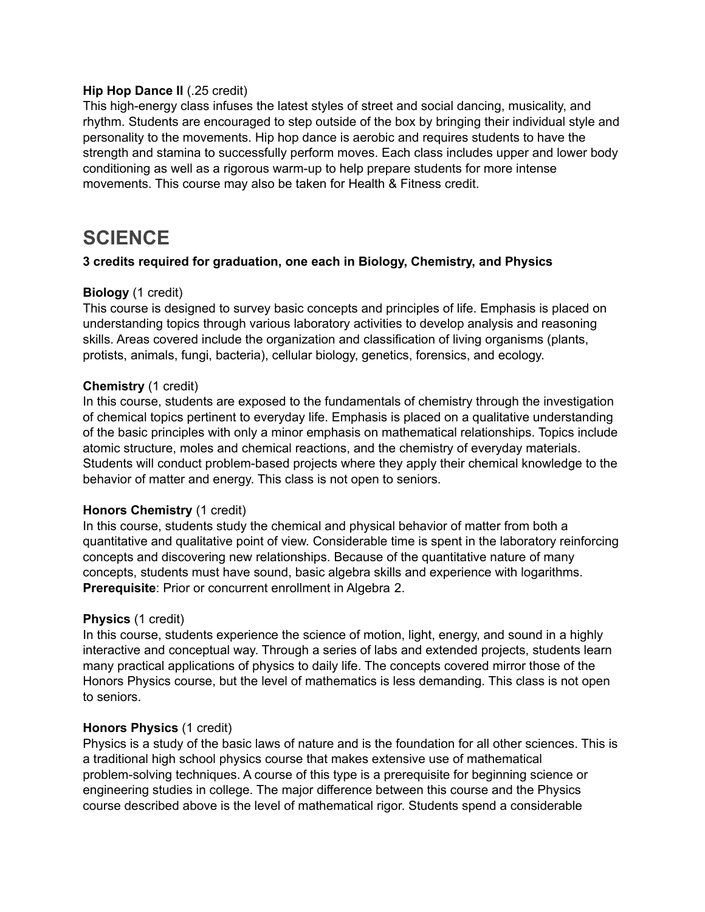**Hip Hop Dance II** (.25 credit)
This high-energy class infuses the latest styles of street and social dancing, musicality, and rhythm. Students are encouraged to step outside of the box by bringing their individual style and personality to the movements. Hip hop dance is aerobic and requires students to have the strength and stamina to successfully perform moves. Each class includes upper and lower body conditioning as well as a rigorous warm-up to help prepare students for more intense movements. This course may also be taken for Health & Fitness credit.

# SCIENCE

**3 credits required for graduation, one each in Biology, Chemistry, and Physics**

**Biology** (1 credit)
This course is designed to survey basic concepts and principles of life. Emphasis is placed on understanding topics through various laboratory activities to develop analysis and reasoning skills. Areas covered include the organization and classification of living organisms (plants, protists, animals, fungi, bacteria), cellular biology, genetics, forensics, and ecology.

**Chemistry** (1 credit)
In this course, students are exposed to the fundamentals of chemistry through the investigation of chemical topics pertinent to everyday life. Emphasis is placed on a qualitative understanding of the basic principles with only a minor emphasis on mathematical relationships. Topics include atomic structure, moles and chemical reactions, and the chemistry of everyday materials. Students will conduct problem-based projects where they apply their chemical knowledge to the behavior of matter and energy. This class is not open to seniors.

**Honors Chemistry** (1 credit)
In this course, students study the chemical and physical behavior of matter from both a quantitative and qualitative point of view. Considerable time is spent in the laboratory reinforcing concepts and discovering new relationships. Because of the quantitative nature of many concepts, students must have sound, basic algebra skills and experience with logarithms.
**Prerequisite**: Prior or concurrent enrollment in Algebra 2.

**Physics** (1 credit)
In this course, students experience the science of motion, light, energy, and sound in a highly interactive and conceptual way. Through a series of labs and extended projects, students learn many practical applications of physics to daily life. The concepts covered mirror those of the Honors Physics course, but the level of mathematics is less demanding. This class is not open to seniors.

**Honors Physics** (1 credit)
Physics is a study of the basic laws of nature and is the foundation for all other sciences. This is a traditional high school physics course that makes extensive use of mathematical problem-solving techniques. A course of this type is a prerequisite for beginning science or engineering studies in college. The major difference between this course and the Physics course described above is the level of mathematical rigor. Students spend a considerable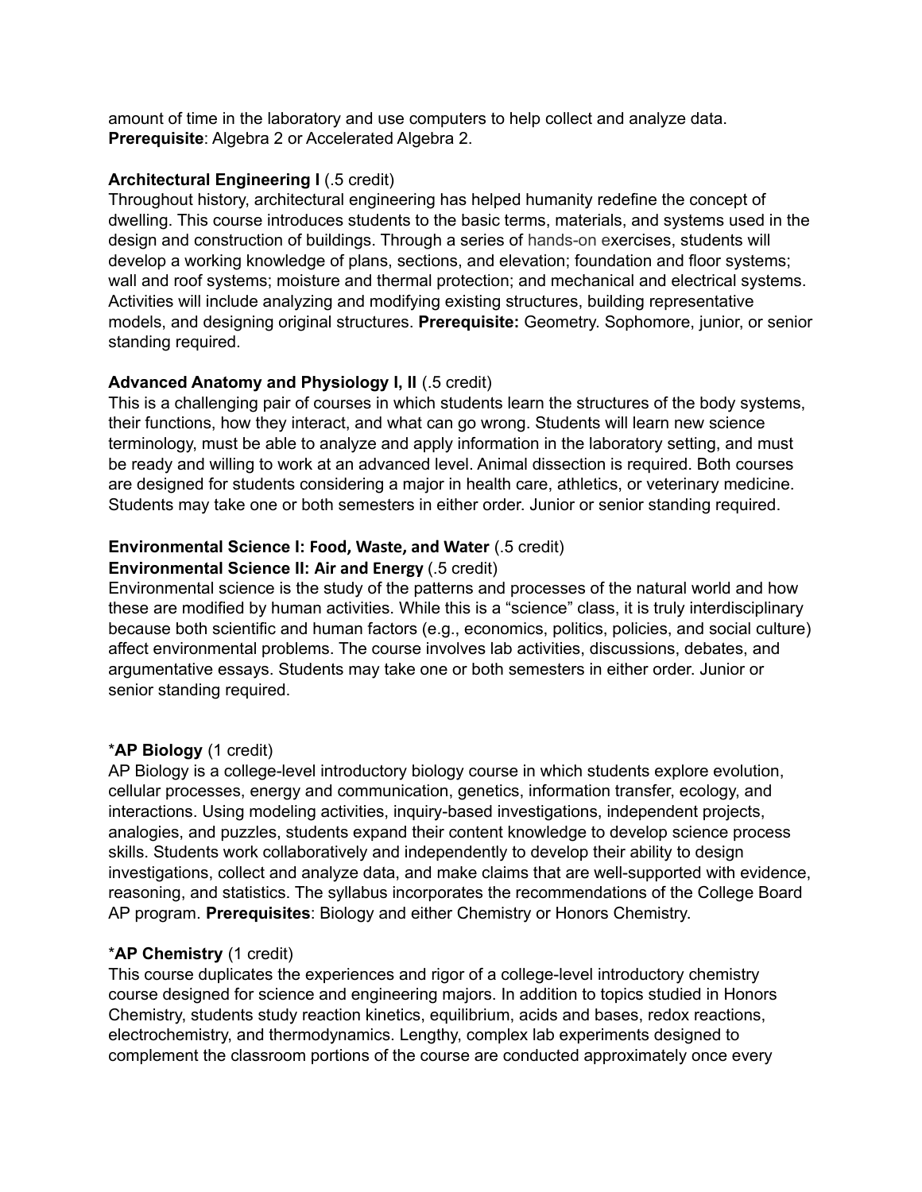amount of time in the laboratory and use computers to help collect and analyze data. **Prerequisite**: Algebra 2 or Accelerated Algebra 2.

**Architectural Engineering I** (.5 credit)
Throughout history, architectural engineering has helped humanity redefine the concept of dwelling. This course introduces students to the basic terms, materials, and systems used in the design and construction of buildings. Through a series of hands-on exercises, students will develop a working knowledge of plans, sections, and elevation; foundation and floor systems; wall and roof systems; moisture and thermal protection; and mechanical and electrical systems. Activities will include analyzing and modifying existing structures, building representative models, and designing original structures. **Prerequisite:** Geometry. Sophomore, junior, or senior standing required.

**Advanced Anatomy and Physiology I, II** (.5 credit)
This is a challenging pair of courses in which students learn the structures of the body systems, their functions, how they interact, and what can go wrong. Students will learn new science terminology, must be able to analyze and apply information in the laboratory setting, and must be ready and willing to work at an advanced level. Animal dissection is required. Both courses are designed for students considering a major in health care, athletics, or veterinary medicine. Students may take one or both semesters in either order. Junior or senior standing required.

**Environmental Science I: Food, Waste, and Water** (.5 credit)
**Environmental Science II: Air and Energy** (.5 credit)
Environmental science is the study of the patterns and processes of the natural world and how these are modified by human activities. While this is a "science" class, it is truly interdisciplinary because both scientific and human factors (e.g., economics, politics, policies, and social culture) affect environmental problems. The course involves lab activities, discussions, debates, and argumentative essays. Students may take one or both semesters in either order. Junior or senior standing required.

***AP Biology** (1 credit)
AP Biology is a college-level introductory biology course in which students explore evolution, cellular processes, energy and communication, genetics, information transfer, ecology, and interactions. Using modeling activities, inquiry-based investigations, independent projects, analogies, and puzzles, students expand their content knowledge to develop science process skills. Students work collaboratively and independently to develop their ability to design investigations, collect and analyze data, and make claims that are well-supported with evidence, reasoning, and statistics. The syllabus incorporates the recommendations of the College Board AP program. **Prerequisites**: Biology and either Chemistry or Honors Chemistry.

***AP Chemistry** (1 credit)
This course duplicates the experiences and rigor of a college-level introductory chemistry course designed for science and engineering majors. In addition to topics studied in Honors Chemistry, students study reaction kinetics, equilibrium, acids and bases, redox reactions, electrochemistry, and thermodynamics. Lengthy, complex lab experiments designed to complement the classroom portions of the course are conducted approximately once every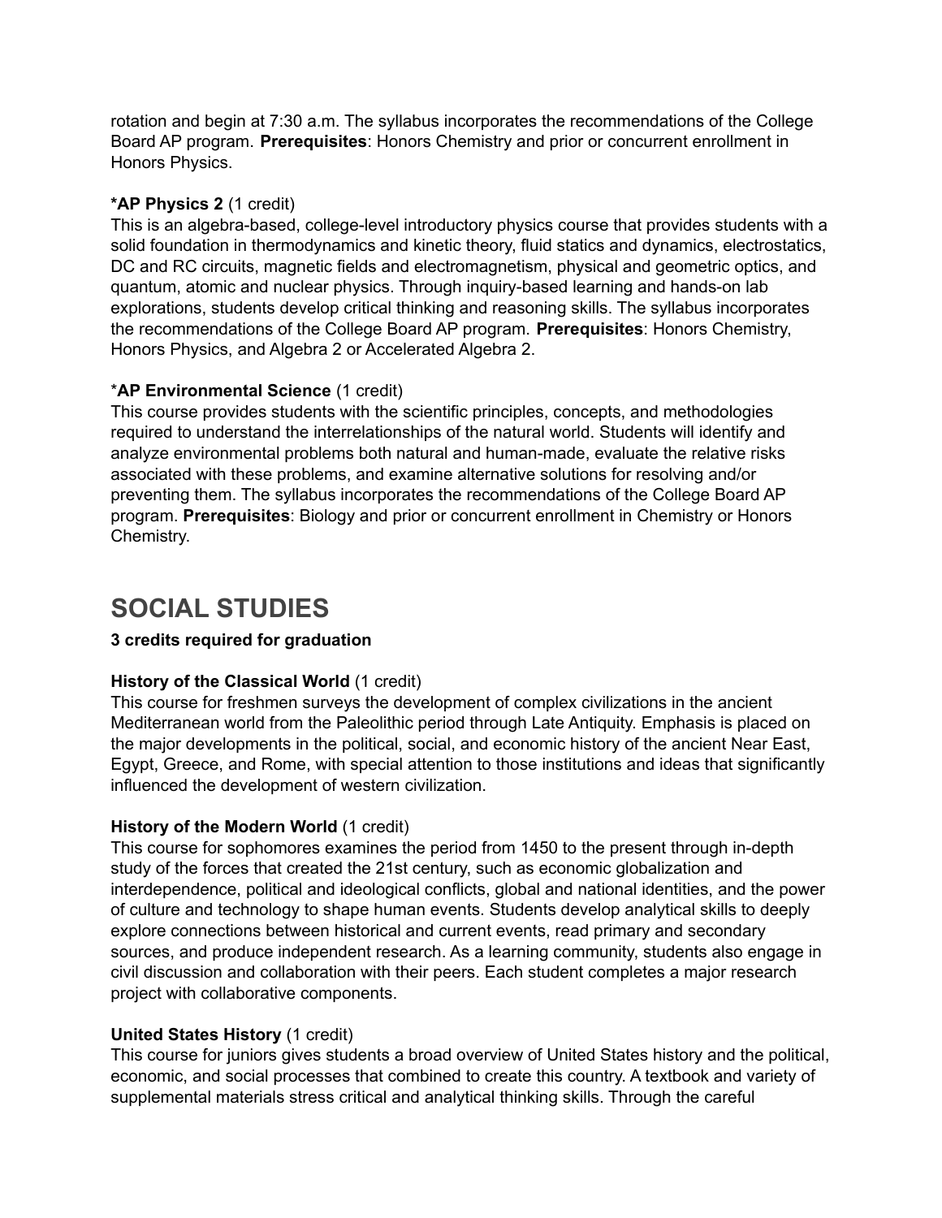rotation and begin at 7:30 a.m. The syllabus incorporates the recommendations of the College Board AP program. **Prerequisites**: Honors Chemistry and prior or concurrent enrollment in Honors Physics.

**\*AP Physics 2** (1 credit)
This is an algebra-based, college-level introductory physics course that provides students with a solid foundation in thermodynamics and kinetic theory, fluid statics and dynamics, electrostatics, DC and RC circuits, magnetic fields and electromagnetism, physical and geometric optics, and quantum, atomic and nuclear physics. Through inquiry-based learning and hands-on lab explorations, students develop critical thinking and reasoning skills. The syllabus incorporates the recommendations of the College Board AP program. **Prerequisites**: Honors Chemistry, Honors Physics, and Algebra 2 or Accelerated Algebra 2.

\***AP Environmental Science** (1 credit)
This course provides students with the scientific principles, concepts, and methodologies required to understand the interrelationships of the natural world. Students will identify and analyze environmental problems both natural and human-made, evaluate the relative risks associated with these problems, and examine alternative solutions for resolving and/or preventing them. The syllabus incorporates the recommendations of the College Board AP program. **Prerequisites**: Biology and prior or concurrent enrollment in Chemistry or Honors Chemistry.

# SOCIAL STUDIES

**3 credits required for graduation**

**History of the Classical World** (1 credit)
This course for freshmen surveys the development of complex civilizations in the ancient Mediterranean world from the Paleolithic period through Late Antiquity. Emphasis is placed on the major developments in the political, social, and economic history of the ancient Near East, Egypt, Greece, and Rome, with special attention to those institutions and ideas that significantly influenced the development of western civilization.

**History of the Modern World** (1 credit)
This course for sophomores examines the period from 1450 to the present through in-depth study of the forces that created the 21st century, such as economic globalization and interdependence, political and ideological conflicts, global and national identities, and the power of culture and technology to shape human events. Students develop analytical skills to deeply explore connections between historical and current events, read primary and secondary sources, and produce independent research. As a learning community, students also engage in civil discussion and collaboration with their peers. Each student completes a major research project with collaborative components.

**United States History** (1 credit)
This course for juniors gives students a broad overview of United States history and the political, economic, and social processes that combined to create this country. A textbook and variety of supplemental materials stress critical and analytical thinking skills. Through the careful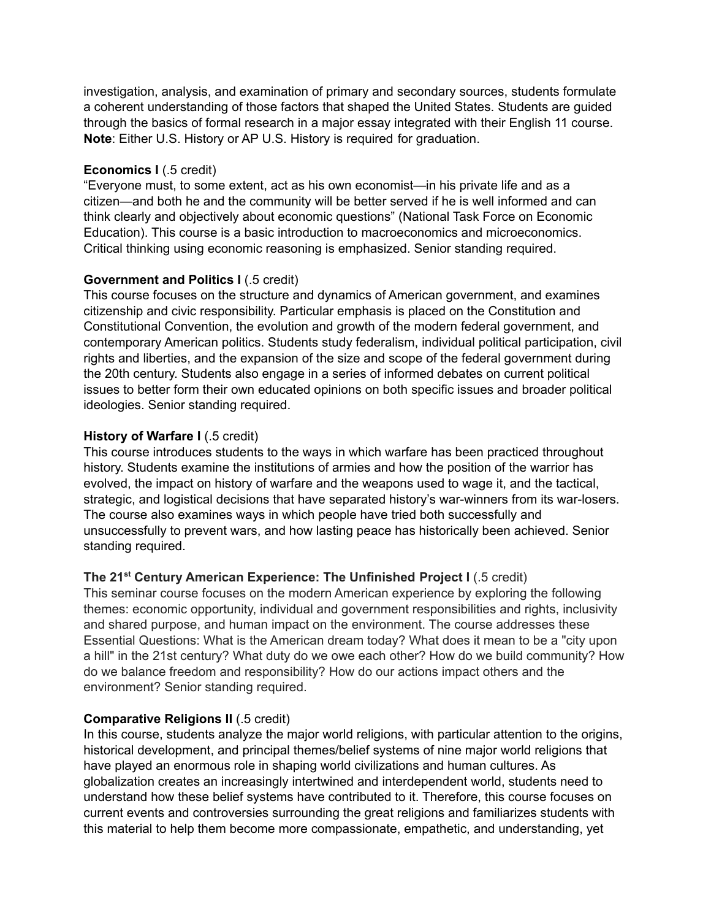investigation, analysis, and examination of primary and secondary sources, students formulate a coherent understanding of those factors that shaped the United States. Students are guided through the basics of formal research in a major essay integrated with their English 11 course. **Note**: Either U.S. History or AP U.S. History is required for graduation.

**Economics I** (.5 credit)
"Everyone must, to some extent, act as his own economist—in his private life and as a citizen—and both he and the community will be better served if he is well informed and can think clearly and objectively about economic questions" (National Task Force on Economic Education). This course is a basic introduction to macroeconomics and microeconomics. Critical thinking using economic reasoning is emphasized. Senior standing required.

**Government and Politics I** (.5 credit)
This course focuses on the structure and dynamics of American government, and examines citizenship and civic responsibility. Particular emphasis is placed on the Constitution and Constitutional Convention, the evolution and growth of the modern federal government, and contemporary American politics. Students study federalism, individual political participation, civil rights and liberties, and the expansion of the size and scope of the federal government during the 20th century. Students also engage in a series of informed debates on current political issues to better form their own educated opinions on both specific issues and broader political ideologies. Senior standing required.

**History of Warfare I** (.5 credit)
This course introduces students to the ways in which warfare has been practiced throughout history. Students examine the institutions of armies and how the position of the warrior has evolved, the impact on history of warfare and the weapons used to wage it, and the tactical, strategic, and logistical decisions that have separated history's war-winners from its war-losers. The course also examines ways in which people have tried both successfully and unsuccessfully to prevent wars, and how lasting peace has historically been achieved. Senior standing required.

**The 21st Century American Experience: The Unfinished Project I** (.5 credit)
This seminar course focuses on the modern American experience by exploring the following themes: economic opportunity, individual and government responsibilities and rights, inclusivity and shared purpose, and human impact on the environment. The course addresses these Essential Questions: What is the American dream today? What does it mean to be a "city upon a hill" in the 21st century? What duty do we owe each other? How do we build community? How do we balance freedom and responsibility? How do our actions impact others and the environment? Senior standing required.

**Comparative Religions II** (.5 credit)
In this course, students analyze the major world religions, with particular attention to the origins, historical development, and principal themes/belief systems of nine major world religions that have played an enormous role in shaping world civilizations and human cultures. As globalization creates an increasingly intertwined and interdependent world, students need to understand how these belief systems have contributed to it. Therefore, this course focuses on current events and controversies surrounding the great religions and familiarizes students with this material to help them become more compassionate, empathetic, and understanding, yet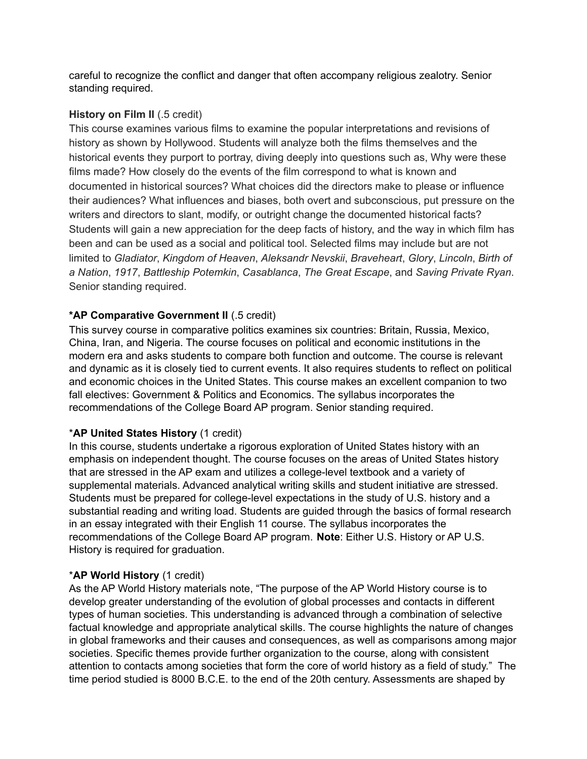careful to recognize the conflict and danger that often accompany religious zealotry. Senior standing required.

**History on Film II** (.5 credit)
This course examines various films to examine the popular interpretations and revisions of history as shown by Hollywood. Students will analyze both the films themselves and the historical events they purport to portray, diving deeply into questions such as, Why were these films made? How closely do the events of the film correspond to what is known and documented in historical sources? What choices did the directors make to please or influence their audiences? What influences and biases, both overt and subconscious, put pressure on the writers and directors to slant, modify, or outright change the documented historical facts? Students will gain a new appreciation for the deep facts of history, and the way in which film has been and can be used as a social and political tool. Selected films may include but are not limited to *Gladiator*, *Kingdom of Heaven*, *Aleksandr Nevskii*, *Braveheart*, *Glory*, *Lincoln*, *Birth of a Nation*, *1917*, *Battleship Potemkin*, *Casablanca*, *The Great Escape*, and *Saving Private Ryan*. Senior standing required.

**\*AP Comparative Government II** (.5 credit)
This survey course in comparative politics examines six countries: Britain, Russia, Mexico, China, Iran, and Nigeria. The course focuses on political and economic institutions in the modern era and asks students to compare both function and outcome. The course is relevant and dynamic as it is closely tied to current events. It also requires students to reflect on political and economic choices in the United States. This course makes an excellent companion to two fall electives: Government & Politics and Economics. The syllabus incorporates the recommendations of the College Board AP program. Senior standing required.

\***AP United States History** (1 credit)
In this course, students undertake a rigorous exploration of United States history with an emphasis on independent thought. The course focuses on the areas of United States history that are stressed in the AP exam and utilizes a college-level textbook and a variety of supplemental materials. Advanced analytical writing skills and student initiative are stressed. Students must be prepared for college-level expectations in the study of U.S. history and a substantial reading and writing load. Students are guided through the basics of formal research in an essay integrated with their English 11 course. The syllabus incorporates the recommendations of the College Board AP program. **Note**: Either U.S. History or AP U.S. History is required for graduation.

\***AP World History** (1 credit)
As the AP World History materials note, "The purpose of the AP World History course is to develop greater understanding of the evolution of global processes and contacts in different types of human societies. This understanding is advanced through a combination of selective factual knowledge and appropriate analytical skills. The course highlights the nature of changes in global frameworks and their causes and consequences, as well as comparisons among major societies. Specific themes provide further organization to the course, along with consistent attention to contacts among societies that form the core of world history as a field of study." The time period studied is 8000 B.C.E. to the end of the 20th century. Assessments are shaped by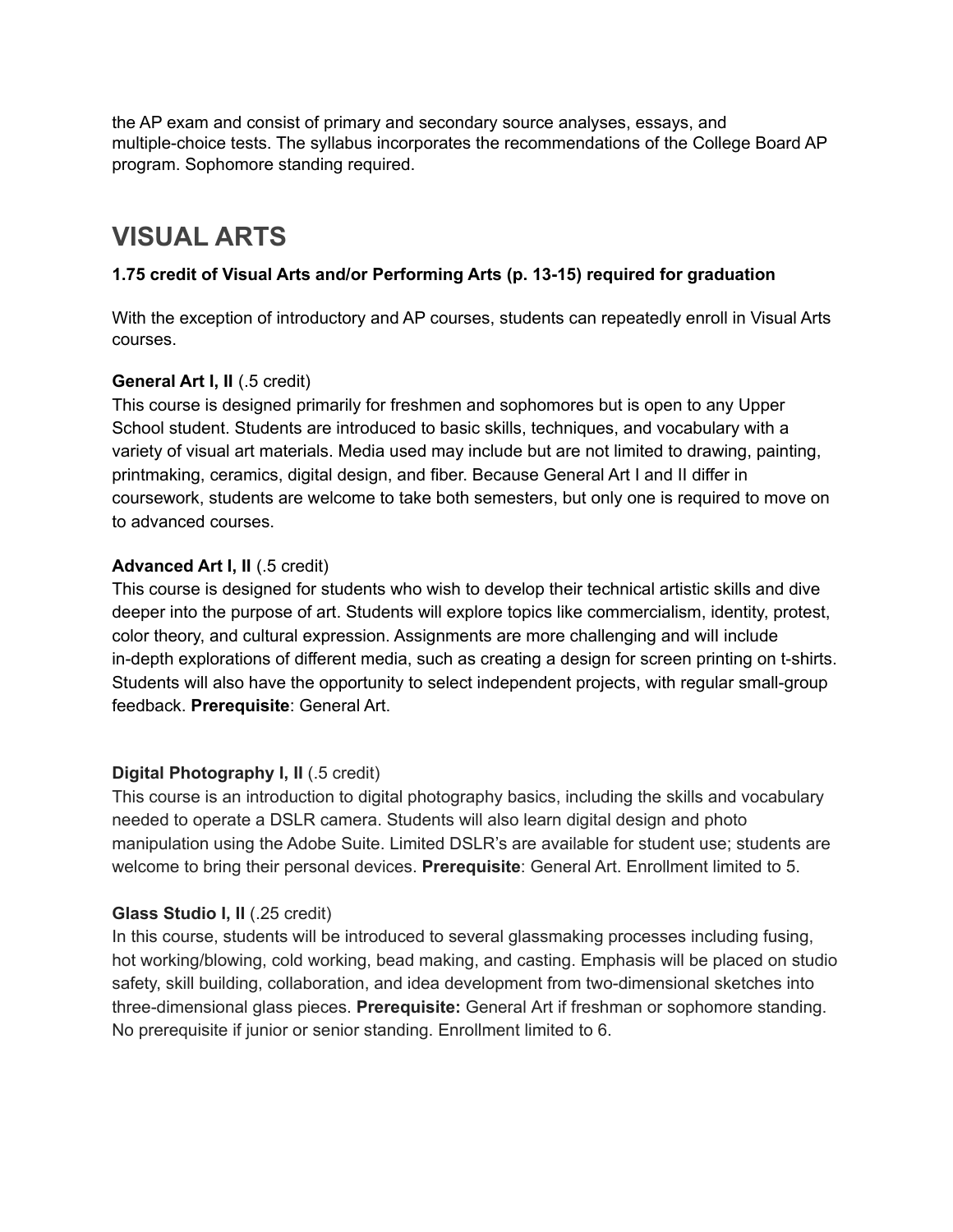the AP exam and consist of primary and secondary source analyses, essays, and multiple-choice tests. The syllabus incorporates the recommendations of the College Board AP program. Sophomore standing required.

# VISUAL ARTS

**1.75 credit of Visual Arts and/or Performing Arts (p. 13-15) required for graduation**

With the exception of introductory and AP courses, students can repeatedly enroll in Visual Arts courses.

**General Art I, II** (.5 credit)
This course is designed primarily for freshmen and sophomores but is open to any Upper School student. Students are introduced to basic skills, techniques, and vocabulary with a variety of visual art materials. Media used may include but are not limited to drawing, painting, printmaking, ceramics, digital design, and fiber. Because General Art I and II differ in coursework, students are welcome to take both semesters, but only one is required to move on to advanced courses.

**Advanced Art I, II** (.5 credit)
This course is designed for students who wish to develop their technical artistic skills and dive deeper into the purpose of art. Students will explore topics like commercialism, identity, protest, color theory, and cultural expression. Assignments are more challenging and will include in-depth explorations of different media, such as creating a design for screen printing on t-shirts. Students will also have the opportunity to select independent projects, with regular small-group feedback. **Prerequisite**: General Art.

**Digital Photography I, II** (.5 credit)
This course is an introduction to digital photography basics, including the skills and vocabulary needed to operate a DSLR camera. Students will also learn digital design and photo manipulation using the Adobe Suite. Limited DSLR's are available for student use; students are welcome to bring their personal devices. **Prerequisite**: General Art. Enrollment limited to 5.

**Glass Studio I, II** (.25 credit)
In this course, students will be introduced to several glassmaking processes including fusing, hot working/blowing, cold working, bead making, and casting. Emphasis will be placed on studio safety, skill building, collaboration, and idea development from two-dimensional sketches into three-dimensional glass pieces. **Prerequisite:** General Art if freshman or sophomore standing. No prerequisite if junior or senior standing. Enrollment limited to 6.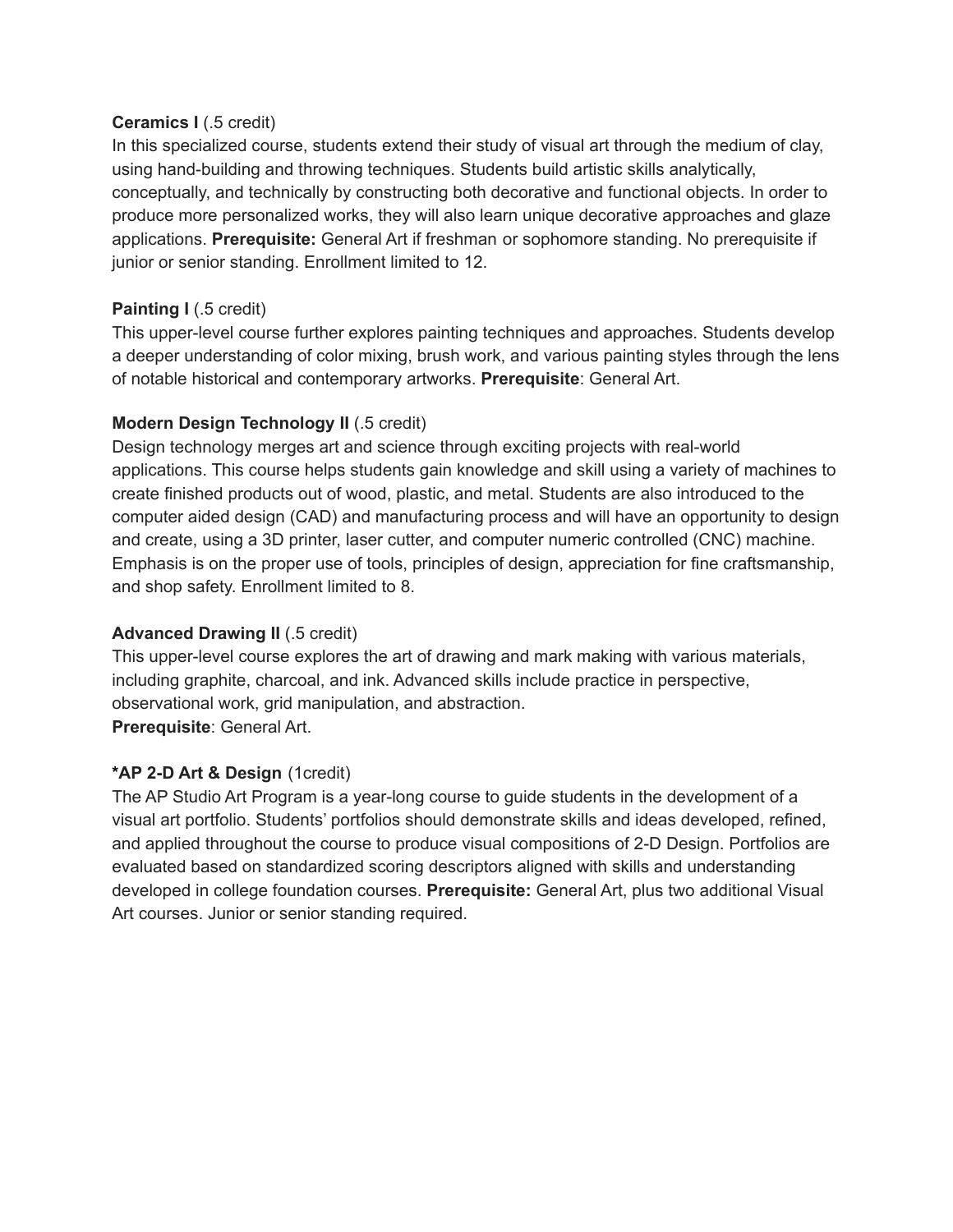**Ceramics I** (.5 credit)
In this specialized course, students extend their study of visual art through the medium of clay, using hand-building and throwing techniques. Students build artistic skills analytically, conceptually, and technically by constructing both decorative and functional objects. In order to produce more personalized works, they will also learn unique decorative approaches and glaze applications. **Prerequisite:** General Art if freshman or sophomore standing. No prerequisite if junior or senior standing. Enrollment limited to 12.

**Painting I** (.5 credit)
This upper-level course further explores painting techniques and approaches. Students develop a deeper understanding of color mixing, brush work, and various painting styles through the lens of notable historical and contemporary artworks. **Prerequisite**: General Art.

**Modern Design Technology II** (.5 credit)
Design technology merges art and science through exciting projects with real-world applications. This course helps students gain knowledge and skill using a variety of machines to create finished products out of wood, plastic, and metal. Students are also introduced to the computer aided design (CAD) and manufacturing process and will have an opportunity to design and create, using a 3D printer, laser cutter, and computer numeric controlled (CNC) machine. Emphasis is on the proper use of tools, principles of design, appreciation for fine craftsmanship, and shop safety. Enrollment limited to 8.

**Advanced Drawing II** (.5 credit)
This upper-level course explores the art of drawing and mark making with various materials, including graphite, charcoal, and ink. Advanced skills include practice in perspective, observational work, grid manipulation, and abstraction.
**Prerequisite**: General Art.

**\*AP 2-D Art & Design** (1credit)
The AP Studio Art Program is a year-long course to guide students in the development of a visual art portfolio. Students' portfolios should demonstrate skills and ideas developed, refined, and applied throughout the course to produce visual compositions of 2-D Design. Portfolios are evaluated based on standardized scoring descriptors aligned with skills and understanding developed in college foundation courses. **Prerequisite:** General Art, plus two additional Visual Art courses. Junior or senior standing required.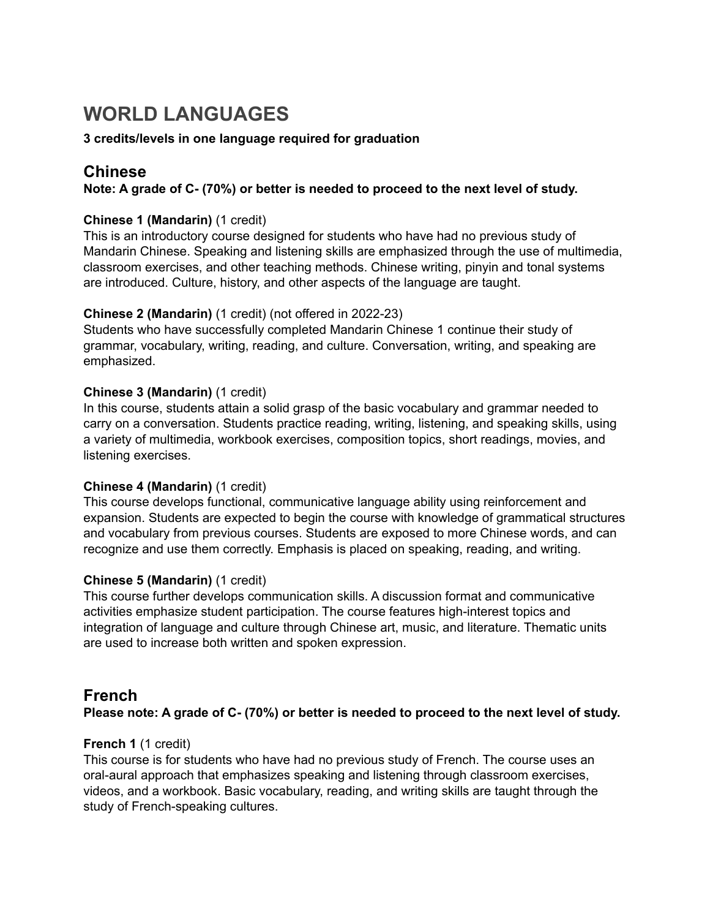# WORLD LANGUAGES

**3 credits/levels in one language required for graduation**

## Chinese

**Note: A grade of C- (70%) or better is needed to proceed to the next level of study.**

**Chinese 1 (Mandarin)** (1 credit)
This is an introductory course designed for students who have had no previous study of Mandarin Chinese. Speaking and listening skills are emphasized through the use of multimedia, classroom exercises, and other teaching methods. Chinese writing, pinyin and tonal systems are introduced. Culture, history, and other aspects of the language are taught.

**Chinese 2 (Mandarin)** (1 credit) (not offered in 2022-23)
Students who have successfully completed Mandarin Chinese 1 continue their study of grammar, vocabulary, writing, reading, and culture. Conversation, writing, and speaking are emphasized.

**Chinese 3 (Mandarin)** (1 credit)
In this course, students attain a solid grasp of the basic vocabulary and grammar needed to carry on a conversation. Students practice reading, writing, listening, and speaking skills, using a variety of multimedia, workbook exercises, composition topics, short readings, movies, and listening exercises.

**Chinese 4 (Mandarin)** (1 credit)
This course develops functional, communicative language ability using reinforcement and expansion. Students are expected to begin the course with knowledge of grammatical structures and vocabulary from previous courses. Students are exposed to more Chinese words, and can recognize and use them correctly. Emphasis is placed on speaking, reading, and writing.

**Chinese 5 (Mandarin)** (1 credit)
This course further develops communication skills. A discussion format and communicative activities emphasize student participation. The course features high-interest topics and integration of language and culture through Chinese art, music, and literature. Thematic units are used to increase both written and spoken expression.

## French

**Please note: A grade of C- (70%) or better is needed to proceed to the next level of study.**

**French 1** (1 credit)
This course is for students who have had no previous study of French. The course uses an oral-aural approach that emphasizes speaking and listening through classroom exercises, videos, and a workbook. Basic vocabulary, reading, and writing skills are taught through the study of French-speaking cultures.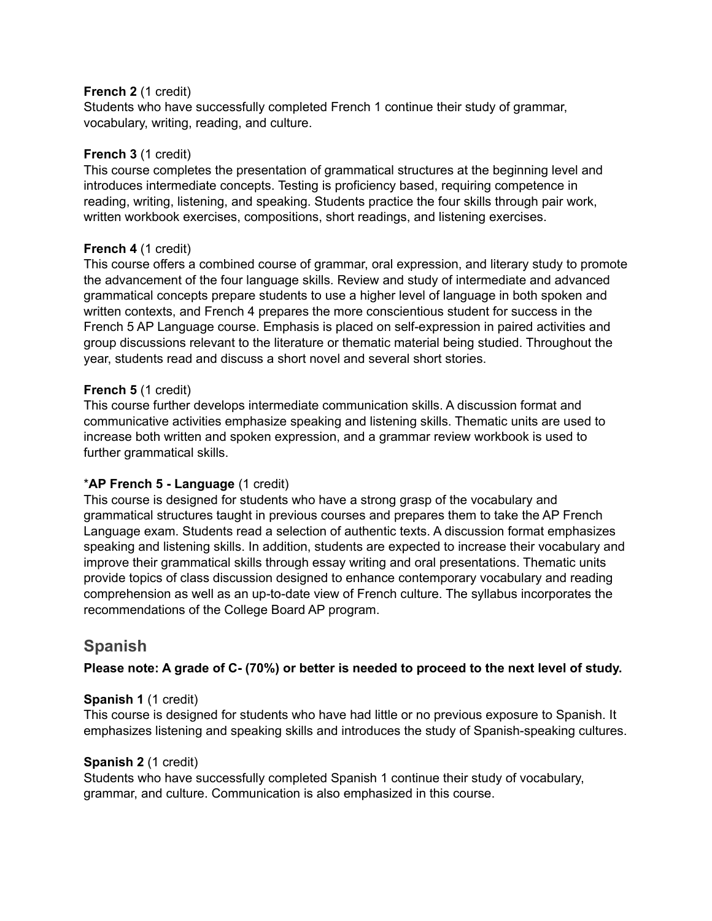**French 2** (1 credit)
Students who have successfully completed French 1 continue their study of grammar, vocabulary, writing, reading, and culture.

**French 3** (1 credit)
This course completes the presentation of grammatical structures at the beginning level and introduces intermediate concepts. Testing is proficiency based, requiring competence in reading, writing, listening, and speaking. Students practice the four skills through pair work, written workbook exercises, compositions, short readings, and listening exercises.

**French 4** (1 credit)
This course offers a combined course of grammar, oral expression, and literary study to promote the advancement of the four language skills. Review and study of intermediate and advanced grammatical concepts prepare students to use a higher level of language in both spoken and written contexts, and French 4 prepares the more conscientious student for success in the French 5 AP Language course. Emphasis is placed on self-expression in paired activities and group discussions relevant to the literature or thematic material being studied. Throughout the year, students read and discuss a short novel and several short stories.

**French 5** (1 credit)
This course further develops intermediate communication skills. A discussion format and communicative activities emphasize speaking and listening skills. Thematic units are used to increase both written and spoken expression, and a grammar review workbook is used to further grammatical skills.

**\*AP French 5 - Language** (1 credit)
This course is designed for students who have a strong grasp of the vocabulary and grammatical structures taught in previous courses and prepares them to take the AP French Language exam. Students read a selection of authentic texts. A discussion format emphasizes speaking and listening skills. In addition, students are expected to increase their vocabulary and improve their grammatical skills through essay writing and oral presentations. Thematic units provide topics of class discussion designed to enhance contemporary vocabulary and reading comprehension as well as an up-to-date view of French culture. The syllabus incorporates the recommendations of the College Board AP program.

## Spanish

**Please note: A grade of C- (70%) or better is needed to proceed to the next level of study.**

**Spanish 1** (1 credit)
This course is designed for students who have had little or no previous exposure to Spanish. It emphasizes listening and speaking skills and introduces the study of Spanish-speaking cultures.

**Spanish 2** (1 credit)
Students who have successfully completed Spanish 1 continue their study of vocabulary, grammar, and culture. Communication is also emphasized in this course.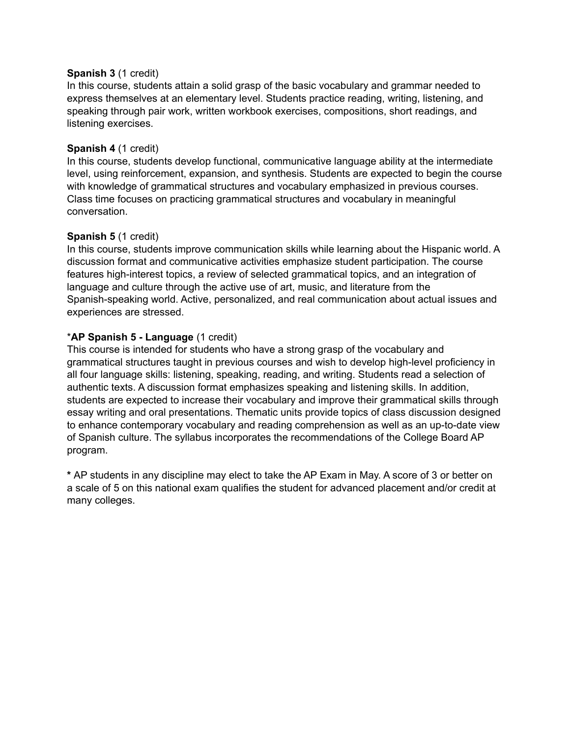**Spanish 3** (1 credit)
In this course, students attain a solid grasp of the basic vocabulary and grammar needed to express themselves at an elementary level. Students practice reading, writing, listening, and speaking through pair work, written workbook exercises, compositions, short readings, and listening exercises.

**Spanish 4** (1 credit)
In this course, students develop functional, communicative language ability at the intermediate level, using reinforcement, expansion, and synthesis. Students are expected to begin the course with knowledge of grammatical structures and vocabulary emphasized in previous courses. Class time focuses on practicing grammatical structures and vocabulary in meaningful conversation.

**Spanish 5** (1 credit)
In this course, students improve communication skills while learning about the Hispanic world. A discussion format and communicative activities emphasize student participation. The course features high-interest topics, a review of selected grammatical topics, and an integration of language and culture through the active use of art, music, and literature from the Spanish-speaking world. Active, personalized, and real communication about actual issues and experiences are stressed.

***AP Spanish 5 - Language** (1 credit)
This course is intended for students who have a strong grasp of the vocabulary and grammatical structures taught in previous courses and wish to develop high-level proficiency in all four language skills: listening, speaking, reading, and writing. Students read a selection of authentic texts. A discussion format emphasizes speaking and listening skills. In addition, students are expected to increase their vocabulary and improve their grammatical skills through essay writing and oral presentations. Thematic units provide topics of class discussion designed to enhance contemporary vocabulary and reading comprehension as well as an up-to-date view of Spanish culture. The syllabus incorporates the recommendations of the College Board AP program.

**\*** AP students in any discipline may elect to take the AP Exam in May. A score of 3 or better on a scale of 5 on this national exam qualifies the student for advanced placement and/or credit at many colleges.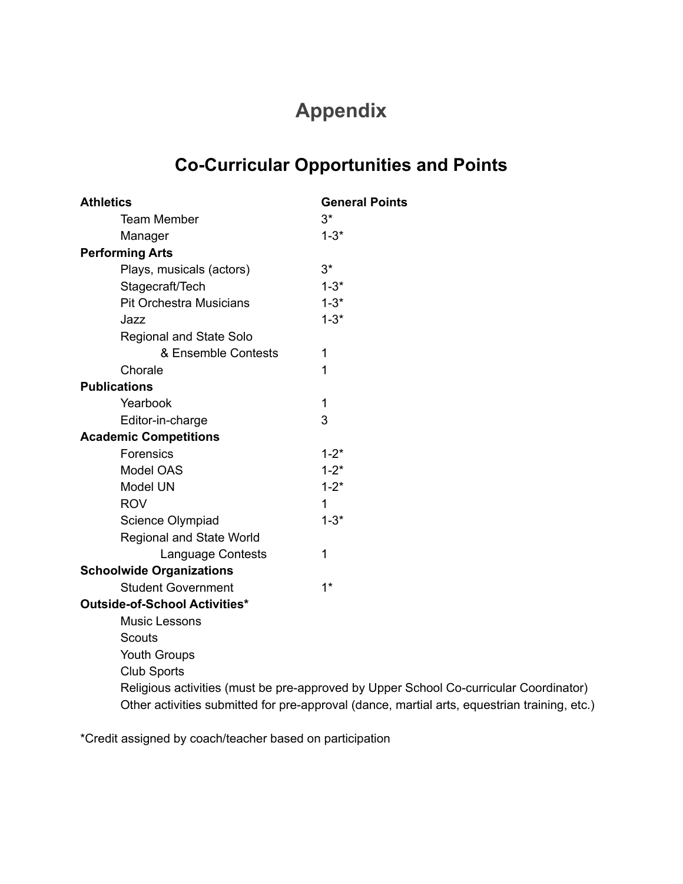# Appendix

## Co-Curricular Opportunities and Points

| Activity | General Points |
| --- | --- |
| **Athletics** | |
| Team Member | 3* |
| Manager | 1-3* |
| **Performing Arts** | |
| Plays, musicals (actors) | 3* |
| Stagecraft/Tech | 1-3* |
| Pit Orchestra Musicians | 1-3* |
| Jazz | 1-3* |
| Regional and State Solo & Ensemble Contests | 1 |
| Chorale | 1 |
| **Publications** | |
| Yearbook | 1 |
| Editor-in-charge | 3 |
| **Academic Competitions** | |
| Forensics | 1-2* |
| Model OAS | 1-2* |
| Model UN | 1-2* |
| ROV | 1 |
| Science Olympiad | 1-3* |
| Regional and State World Language Contests | 1 |
| **Schoolwide Organizations** | |
| Student Government | 1* |

**Outside-of-School Activities***

- Music Lessons
- Scouts
- Youth Groups
- Club Sports
- Religious activities (must be pre-approved by Upper School Co-curricular Coordinator)
- Other activities submitted for pre-approval (dance, martial arts, equestrian training, etc.)

*Credit assigned by coach/teacher based on participation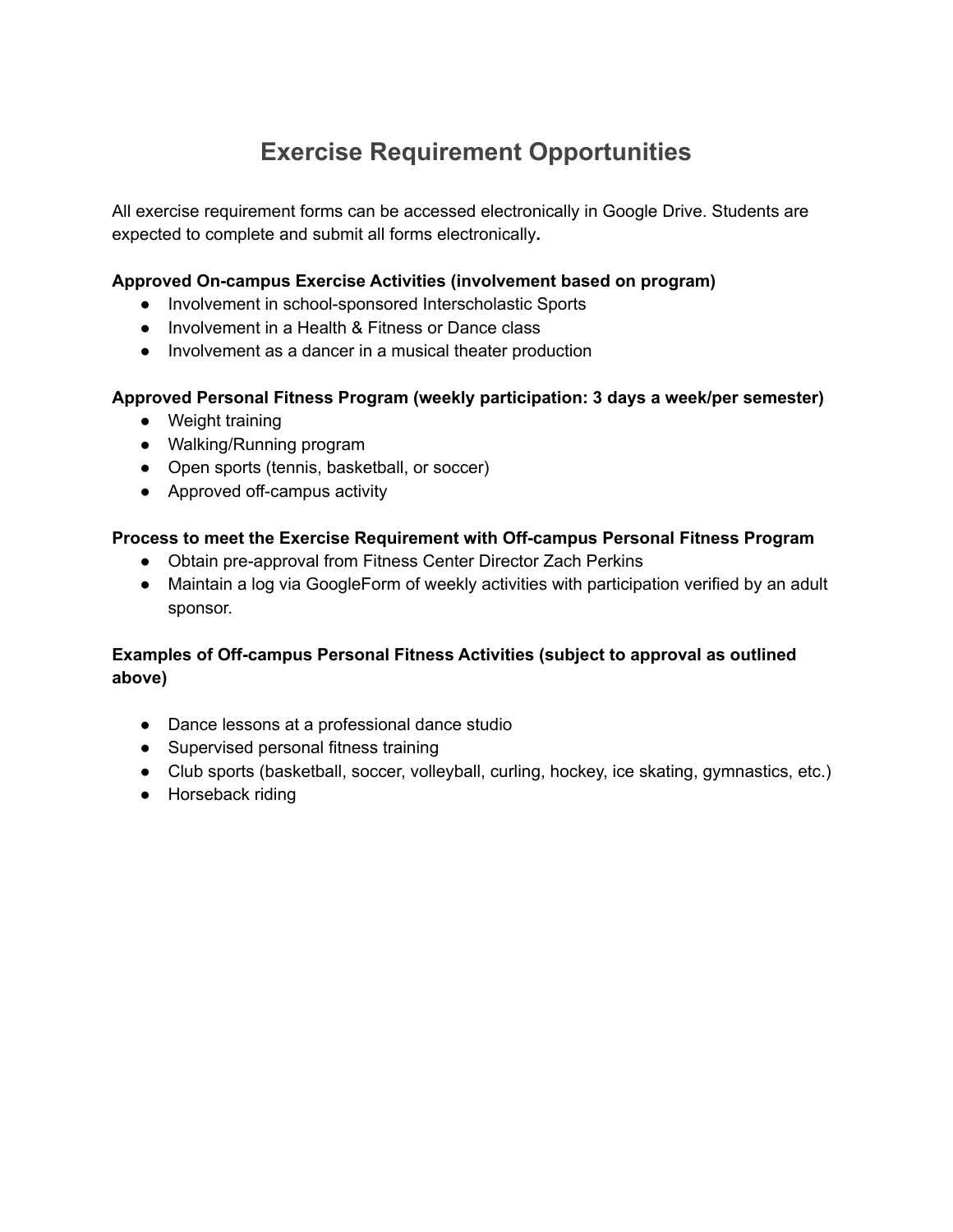# Exercise Requirement Opportunities

All exercise requirement forms can be accessed electronically in Google Drive. Students are expected to complete and submit all forms electronically**.**

**Approved On-campus Exercise Activities (involvement based on program)**

- Involvement in school-sponsored Interscholastic Sports
- Involvement in a Health & Fitness or Dance class
- Involvement as a dancer in a musical theater production

**Approved Personal Fitness Program (weekly participation: 3 days a week/per semester)**

- Weight training
- Walking/Running program
- Open sports (tennis, basketball, or soccer)
- Approved off-campus activity

**Process to meet the Exercise Requirement with Off-campus Personal Fitness Program**

- Obtain pre-approval from Fitness Center Director Zach Perkins
- Maintain a log via GoogleForm of weekly activities with participation verified by an adult sponsor.

**Examples of Off-campus Personal Fitness Activities (subject to approval as outlined above)**

- Dance lessons at a professional dance studio
- Supervised personal fitness training
- Club sports (basketball, soccer, volleyball, curling, hockey, ice skating, gymnastics, etc.)
- Horseback riding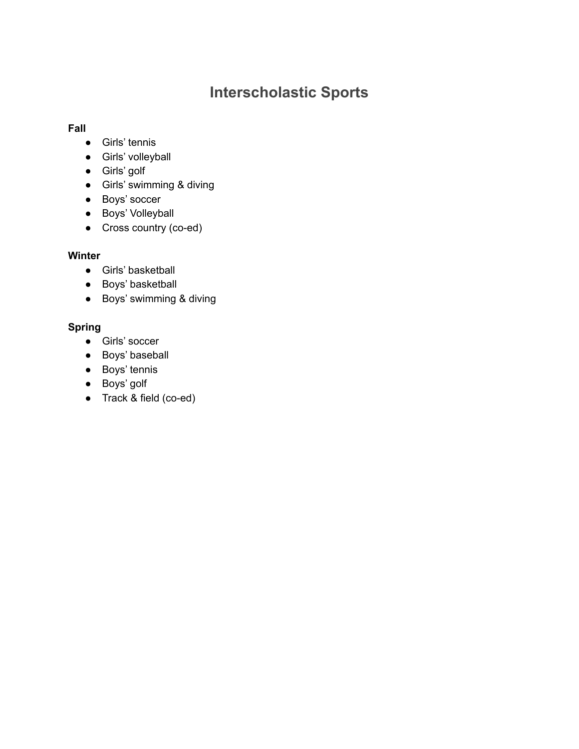# Interscholastic Sports

**Fall**

- Girls’ tennis
- Girls’ volleyball
- Girls’ golf
- Girls’ swimming & diving
- Boys’ soccer
- Boys’ Volleyball
- Cross country (co-ed)

**Winter**

- Girls’ basketball
- Boys’ basketball
- Boys’ swimming & diving

**Spring**

- Girls’ soccer
- Boys’ baseball
- Boys’ tennis
- Boys’ golf
- Track & field (co-ed)